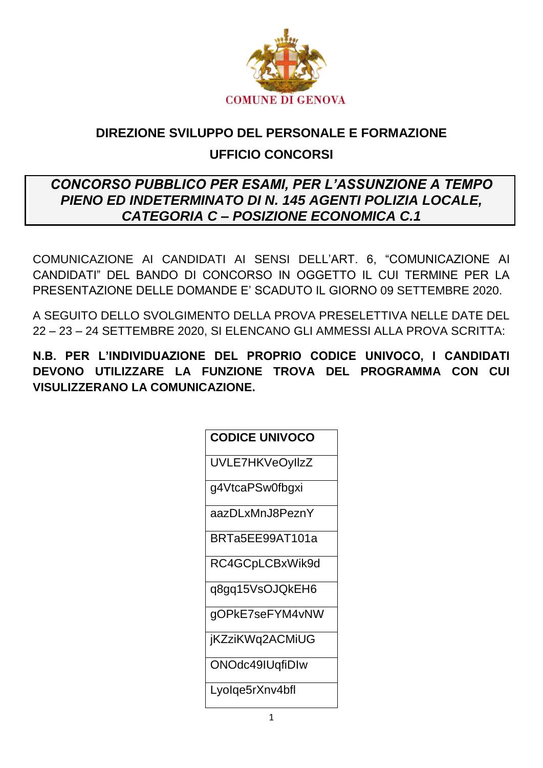COMUNE DI GENOVA

## DIREZIONE SVILUPPO DEL PERSONALE E FORMAZIONE

## UFFICIO CONCORSI

***CONCORSO PUBBLICO PER ESAMI, PER L'ASSUNZIONE A TEMPO PIENO ED INDETERMINATO DI N. 145 AGENTI POLIZIA LOCALE, CATEGORIA C – POSIZIONE ECONOMICA C.1***

COMUNICAZIONE AI CANDIDATI AI SENSI DELL'ART. 6, "COMUNICAZIONE AI CANDIDATI" DEL BANDO DI CONCORSO IN OGGETTO IL CUI TERMINE PER LA PRESENTAZIONE DELLE DOMANDE E' SCADUTO IL GIORNO 09 SETTEMBRE 2020.

A SEGUITO DELLO SVOLGIMENTO DELLA PROVA PRESELETTIVA NELLE DATE DEL 22 – 23 – 24 SETTEMBRE 2020, SI ELENCANO GLI AMMESSI ALLA PROVA SCRITTA:

**N.B. PER L'INDIVIDUAZIONE DEL PROPRIO CODICE UNIVOCO, I CANDIDATI DEVONO UTILIZZARE LA FUNZIONE TROVA DEL PROGRAMMA CON CUI VISULIZZERANO LA COMUNICAZIONE.**

| CODICE UNIVOCO |
|---|
| UVLE7HKVeOyllzZ |
| g4VtcaPSw0fbgxi |
| aazDLxMnJ8PeznY |
| BRTa5EE99AT101a |
| RC4GCpLCBxWik9d |
| q8gq15VsOJQkEH6 |
| gOPkE7seFYM4vNW |
| jKZziKWq2ACMiUG |
| ONOdc49IUqfiDIw |
| Lyolqe5rXnv4bfl |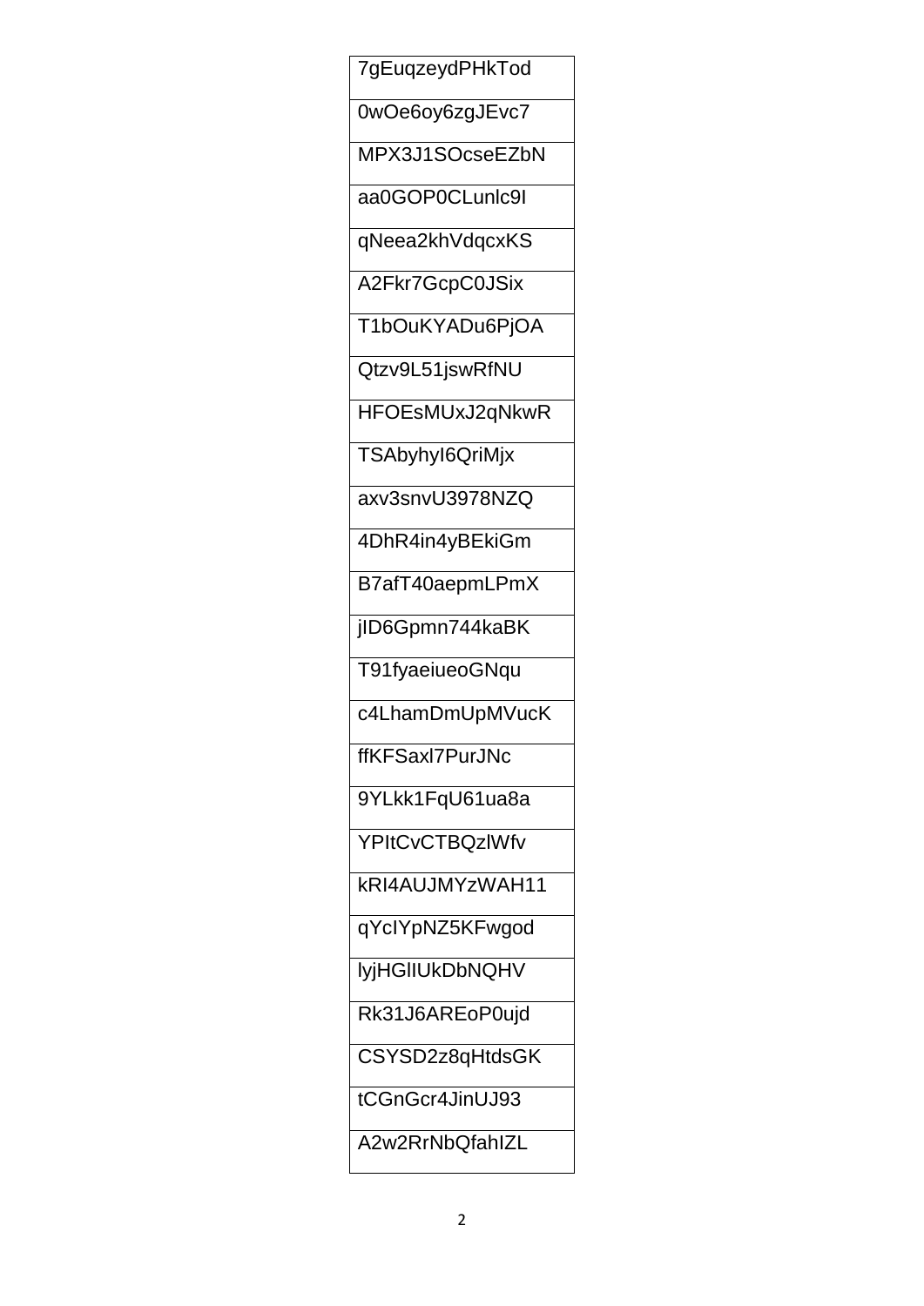| 7gEuqzeydPHkTod |
| --- |
| 0wOe6oy6zgJEvc7 |
| MPX3J1SOcseEZbN |
| aa0GOP0CLunlc9I |
| qNeea2khVdqcxKS |
| A2Fkr7GcpC0JSix |
| T1bOuKYADu6PjOA |
| Qtzv9L51jswRfNU |
| HFOEsMUxJ2qNkwR |
| TSAbyhyI6QriMjx |
| axv3snvU3978NZQ |
| 4DhR4in4yBEkiGm |
| B7afT40aepmLPmX |
| jID6Gpmn744kaBK |
| T91fyaeiueoGNqu |
| c4LhamDmUpMVucK |
| ffKFSaxl7PurJNc |
| 9YLkk1FqU61ua8a |
| YPItCvCTBQzlWfv |
| kRI4AUJMYzWAH11 |
| qYcIYpNZ5KFwgod |
| lyjHGlIUkDbNQHV |
| Rk31J6AREoP0ujd |
| CSYSD2z8qHtdsGK |
| tCGnGcr4JinUJ93 |
| A2w2RrNbQfahIZL |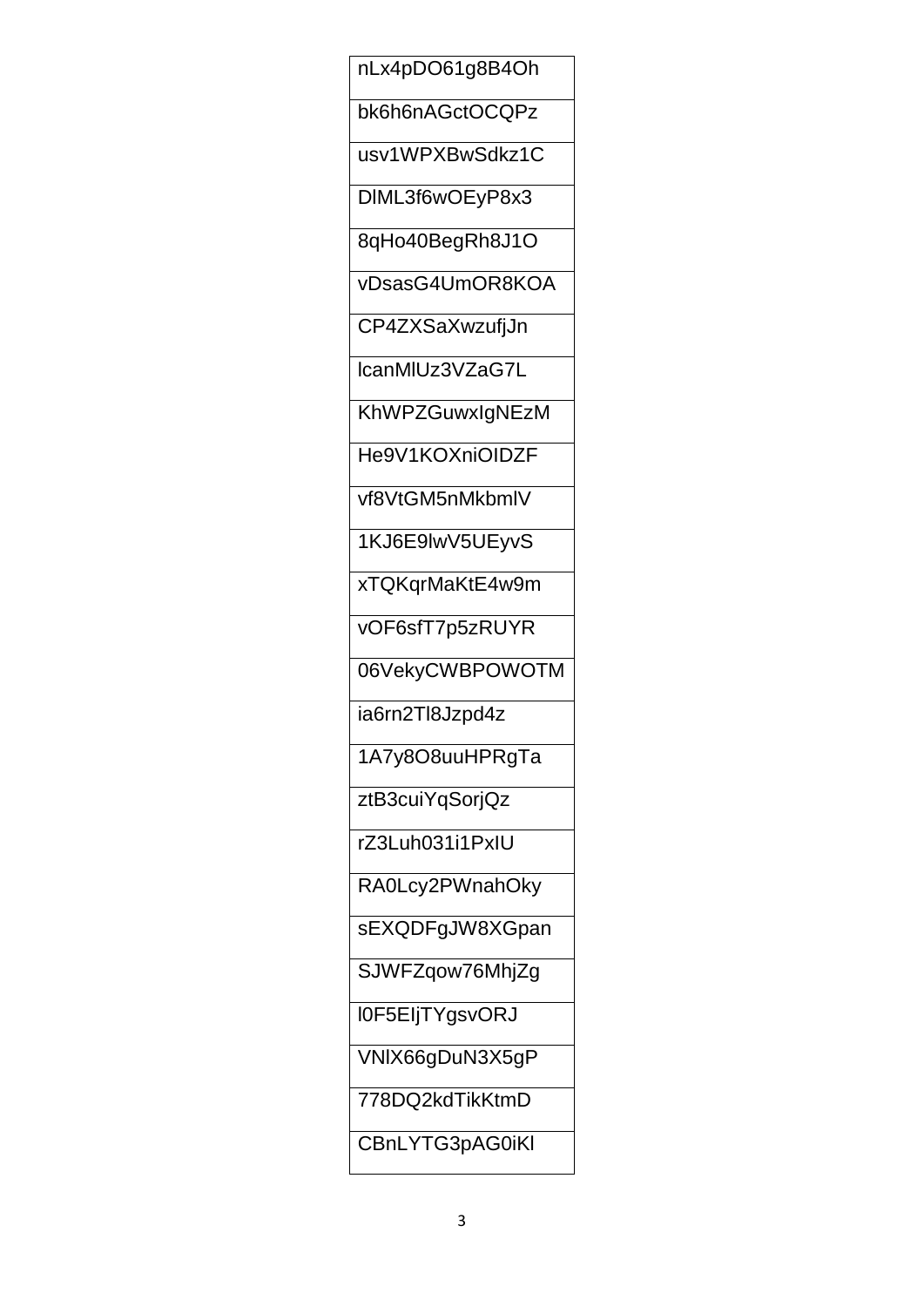| nLx4pDO61g8B4Oh |
|---|
| bk6h6nAGctOCQPz |
| usv1WPXBwSdkz1C |
| DlML3f6wOEyP8x3 |
| 8qHo40BegRh8J1O |
| vDsasG4UmOR8KOA |
| CP4ZXSaXwzufjJn |
| lcanMlUz3VZaG7L |
| KhWPZGuwxIgNEzM |
| He9V1KOXniOIDZF |
| vf8VtGM5nMkbmlV |
| 1KJ6E9lwV5UEyvS |
| xTQKqrMaKtE4w9m |
| vOF6sfT7p5zRUYR |
| 06VekyCWBPOWOTM |
| ia6rn2Tl8Jzpd4z |
| 1A7y8O8uuHPRgTa |
| ztB3cuiYqSorjQz |
| rZ3Luh031i1PxIU |
| RA0Lcy2PWnahOky |
| sEXQDFgJW8XGpan |
| SJWFZqow76MhjZg |
| l0F5EIjTYgsvORJ |
| VNlX66gDuN3X5gP |
| 778DQ2kdTikKtmD |
| CBnLYTG3pAG0iKl |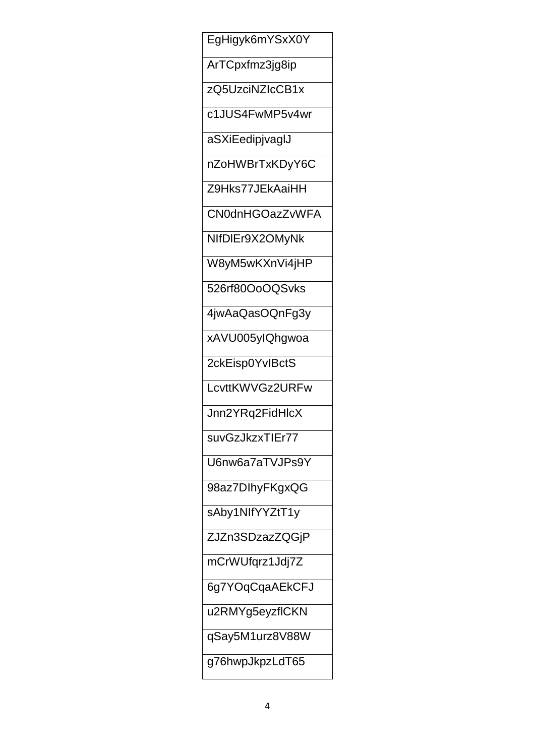| EgHigyk6mYSxX0Y |
| --- |
| ArTCpxfmz3jg8ip |
| zQ5UzciNZIcCB1x |
| c1JUS4FwMP5v4wr |
| aSXiEedipjvaglJ |
| nZoHWBrTxKDyY6C |
| Z9Hks77JEkAaiHH |
| CN0dnHGOazZvWFA |
| NIfDlEr9X2OMyNk |
| W8yM5wKXnVi4jHP |
| 526rf80OoOQSvks |
| 4jwAaQasOQnFg3y |
| xAVU005yIQhgwoa |
| 2ckEisp0YvIBctS |
| LcvttKWVGz2URFw |
| Jnn2YRq2FidHlcX |
| suvGzJkzxTIEr77 |
| U6nw6a7aTVJPs9Y |
| 98az7DIhyFKgxQG |
| sAby1NIfYYZtT1y |
| ZJZn3SDzazZQGjP |
| mCrWUfqrz1Jdj7Z |
| 6g7YOqCqaAEkCFJ |
| u2RMYg5eyzflCKN |
| qSay5M1urz8V88W |
| g76hwpJkpzLdT65 |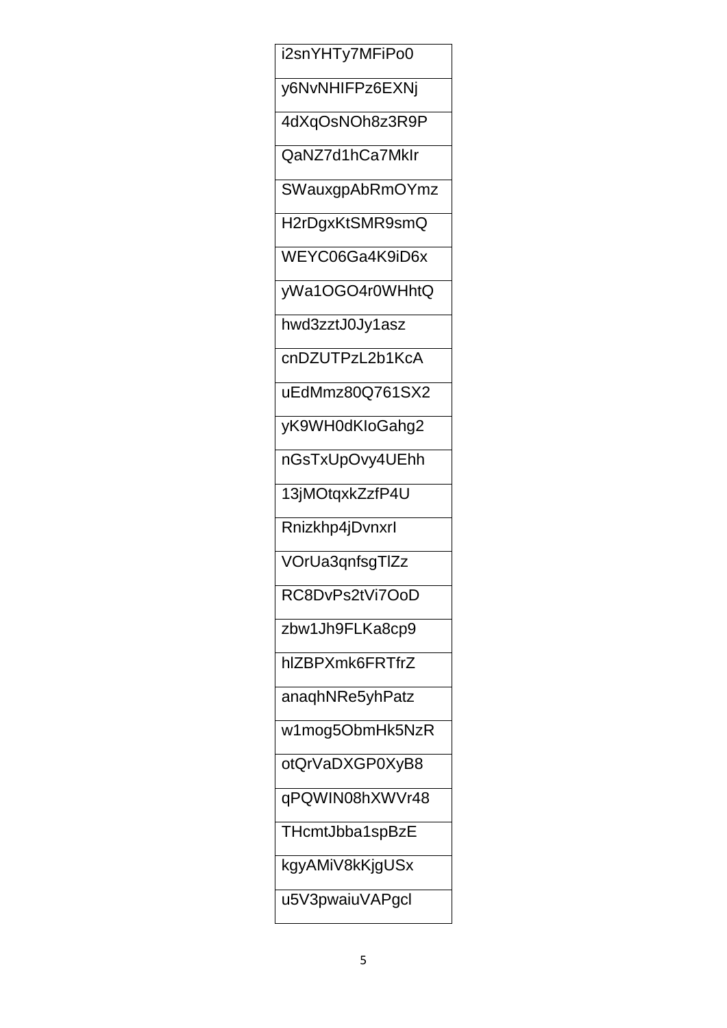| i2snYHTy7MFiPo0 |
|---|
| y6NvNHIFPz6EXNj |
| 4dXqOsNOh8z3R9P |
| QaNZ7d1hCa7MkIr |
| SWauxgpAbRmOYmz |
| H2rDgxKtSMR9smQ |
| WEYC06Ga4K9iD6x |
| yWa1OGO4r0WHhtQ |
| hwd3zztJ0Jy1asz |
| cnDZUTPzL2b1KcA |
| uEdMmz80Q761SX2 |
| yK9WH0dKIoGahg2 |
| nGsTxUpOvy4UEhh |
| 13jMOtqxkZzfP4U |
| Rnizkhp4jDvnxrI |
| VOrUa3qnfsgTlZz |
| RC8DvPs2tVi7OoD |
| zbw1Jh9FLKa8cp9 |
| hlZBPXmk6FRTfrZ |
| anaqhNRe5yhPatz |
| w1mog5ObmHk5NzR |
| otQrVaDXGP0XyB8 |
| qPQWIN08hXWVr48 |
| THcmtJbba1spBzE |
| kgyAMiV8kKjgUSx |
| u5V3pwaiuVAPgcl |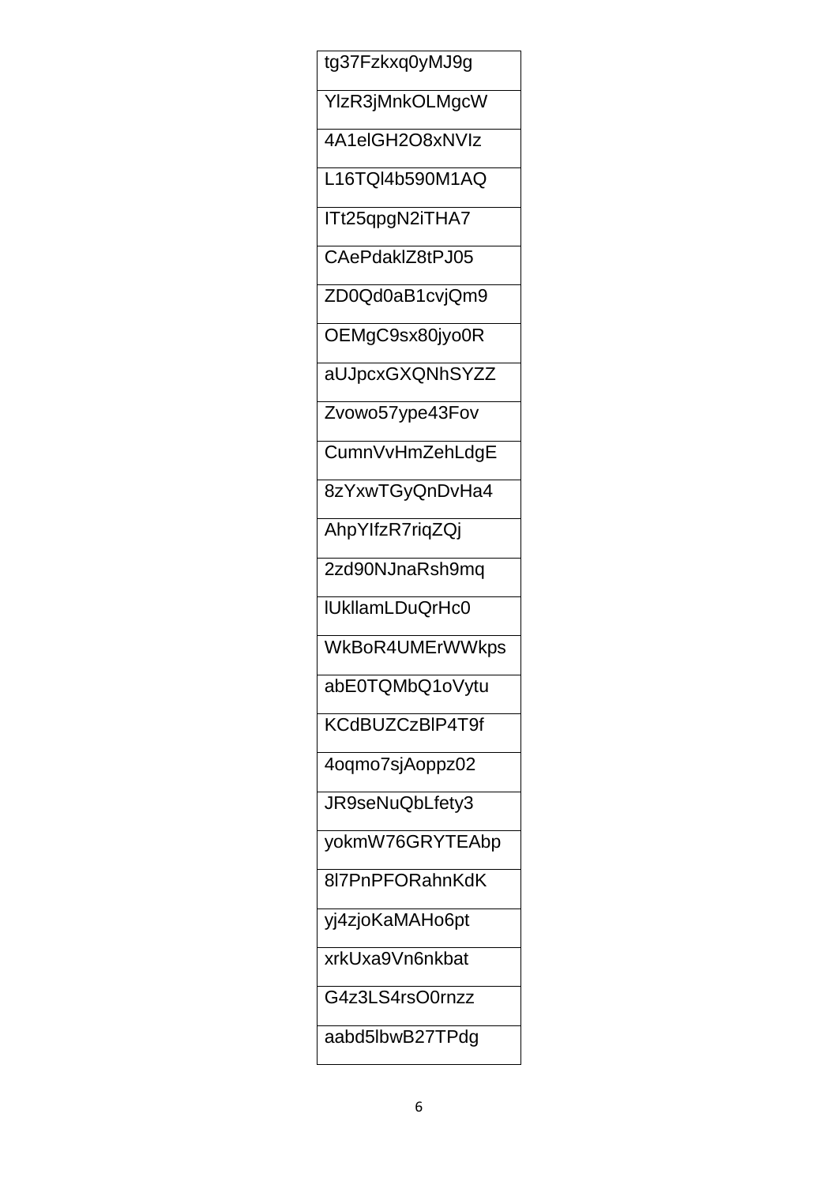| tg37Fzkxq0yMJ9g |
|---|
| YlzR3jMnkOLMgcW |
| 4A1elGH2O8xNVlz |
| L16TQl4b590M1AQ |
| ITt25qpgN2iTHA7 |
| CAePdaklZ8tPJ05 |
| ZD0Qd0aB1cvjQm9 |
| OEMgC9sx80jyo0R |
| aUJpcxGXQNhSYZZ |
| Zvowo57ype43Fov |
| CumnVvHmZehLdgE |
| 8zYxwTGyQnDvHa4 |
| AhpYIfzR7riqZQj |
| 2zd90NJnaRsh9mq |
| lUkllamLDuQrHc0 |
| WkBoR4UMErWWkps |
| abE0TQMbQ1oVytu |
| KCdBUZCzBlP4T9f |
| 4oqmo7sjAoppz02 |
| JR9seNuQbLfety3 |
| yokmW76GRYTEAbp |
| 8l7PnPFORahnKdK |
| yj4zjoKaMAHo6pt |
| xrkUxa9Vn6nkbat |
| G4z3LS4rsO0rnzz |
| aabd5lbwB27TPdg |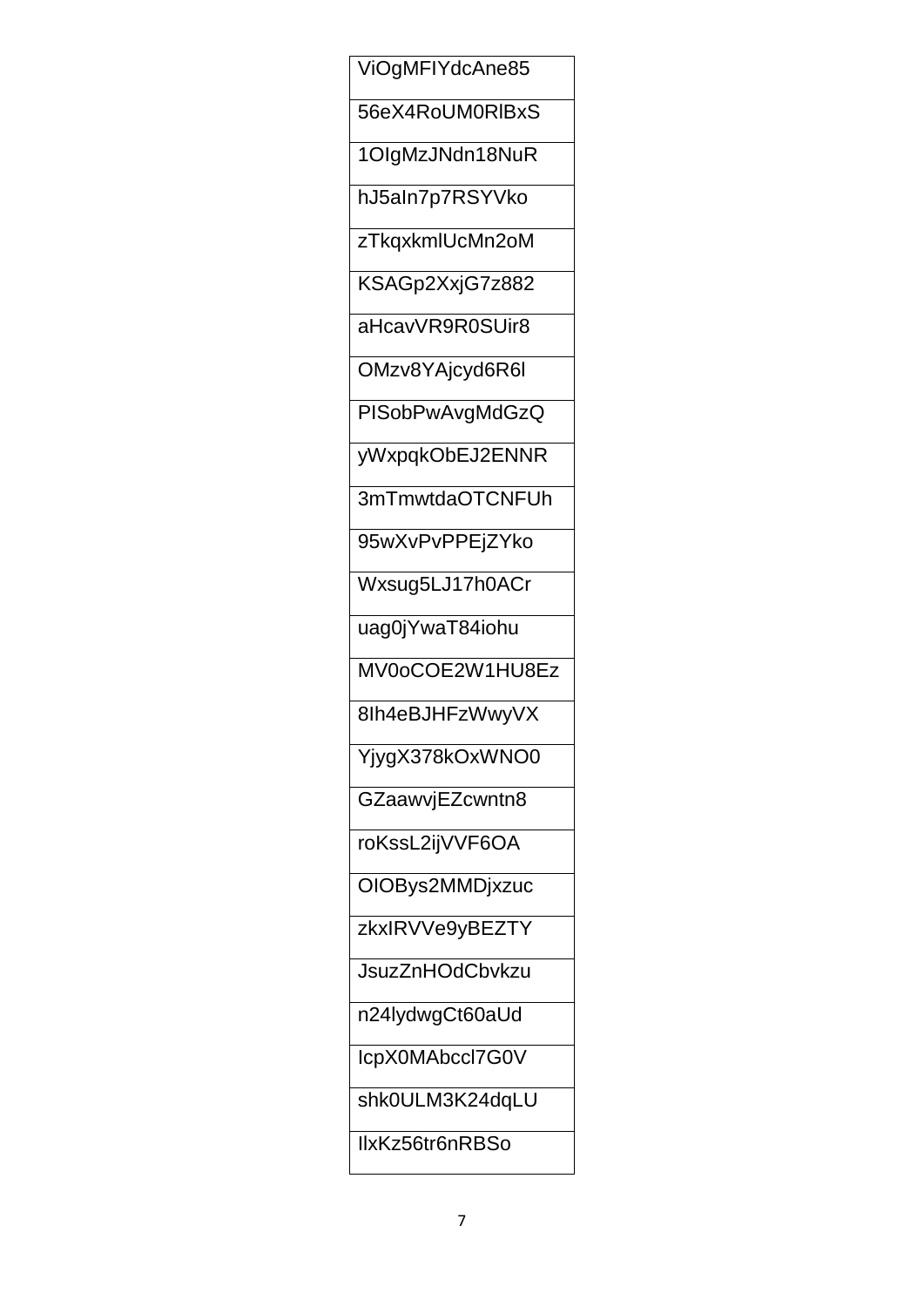| ViOgMFIYdcAne85 |
| --- |
| 56eX4RoUM0RlBxS |
| 1OIgMzJNdn18NuR |
| hJ5aIn7p7RSYVko |
| zTkqxkmlUcMn2oM |
| KSAGp2XxjG7z882 |
| aHcavVR9R0SUir8 |
| OMzv8YAjcyd6R6l |
| PISobPwAvgMdGzQ |
| yWxpqkObEJ2ENNR |
| 3mTmwtdaOTCNFUh |
| 95wXvPvPPEjZYko |
| Wxsug5LJ17h0ACr |
| uag0jYwaT84iohu |
| MV0oCOE2W1HU8Ez |
| 8Ih4eBJHFzWwyVX |
| YjygX378kOxWNO0 |
| GZaawvjEZcwntn8 |
| roKssL2ijVVF6OA |
| OIOBys2MMDjxzuc |
| zkxIRVVe9yBEZTY |
| JsuzZnHOdCbvkzu |
| n24lydwgCt60aUd |
| IcpX0MAbccl7G0V |
| shk0ULM3K24dqLU |
| IlxKz56tr6nRBSo |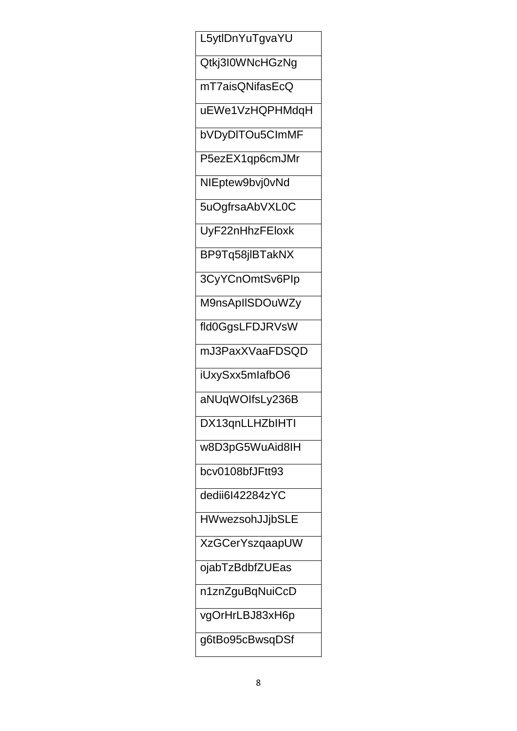| L5ytlDnYuTgvaYU |
| --- |
| Qtkj3I0WNcHGzNg |
| mT7aisQNifasEcQ |
| uEWe1VzHQPHMdqH |
| bVDyDlTOu5CImMF |
| P5ezEX1qp6cmJMr |
| NIEptew9bvj0vNd |
| 5uOgfrsaAbVXL0C |
| UyF22nHhzFEloxk |
| BP9Tq58jlBTakNX |
| 3CyYCnOmtSv6PIp |
| M9nsApIlSDOuWZy |
| fld0GgsLFDJRVsW |
| mJ3PaxXVaaFDSQD |
| iUxySxx5mIafbO6 |
| aNUqWOIfsLy236B |
| DX13qnLLHZbIHTI |
| w8D3pG5WuAid8IH |
| bcv0108bfJFtt93 |
| dedii6I42284zYC |
| HWwezsohJJjbSLE |
| XzGCerYszqaapUW |
| ojabTzBdbfZUEas |
| n1znZguBqNuiCcD |
| vgOrHrLBJ83xH6p |
| g6tBo95cBwsqDSf |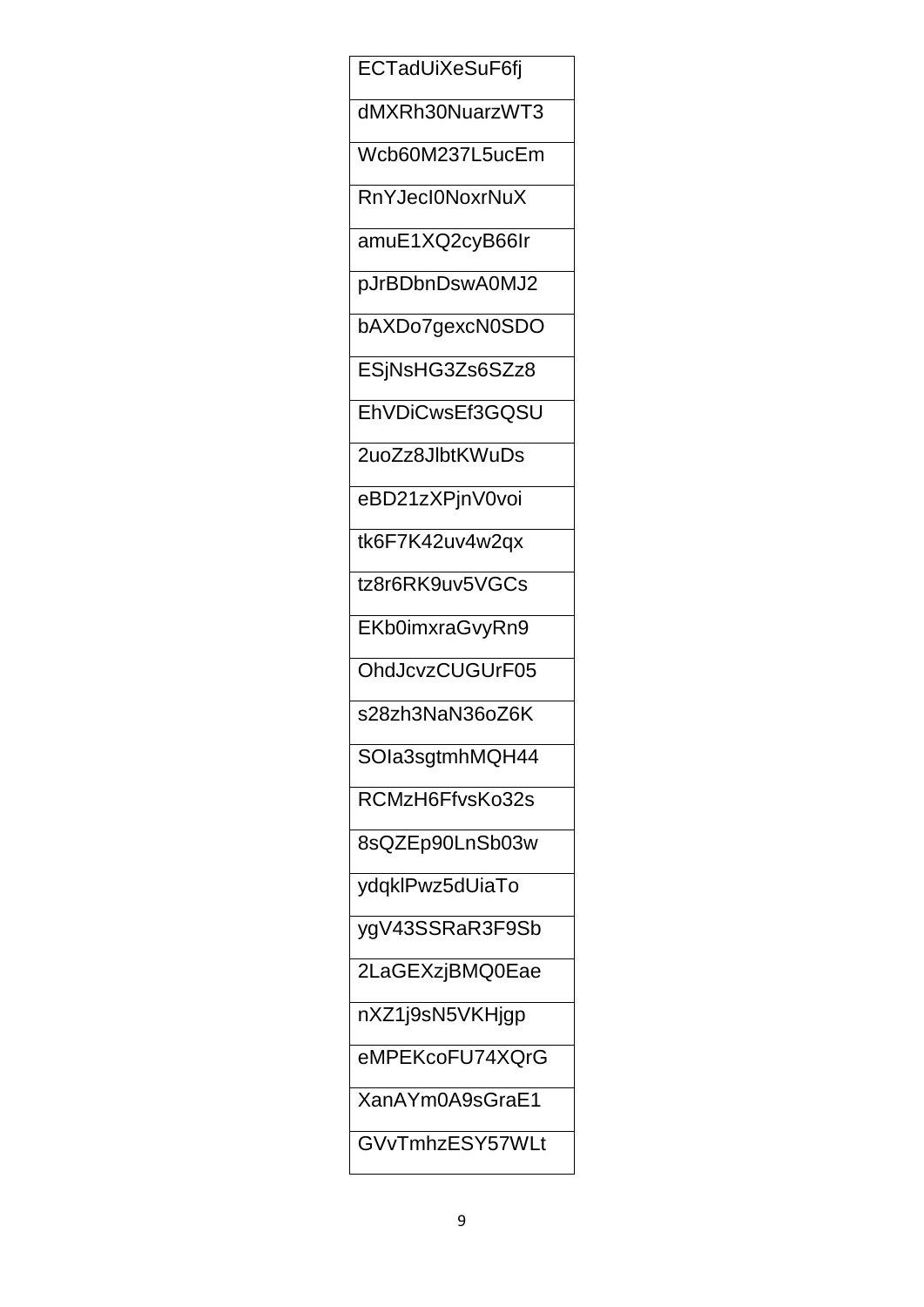| ECTadUiXeSuF6fj |
| --- |
| dMXRh30NuarzWT3 |
| Wcb60M237L5ucEm |
| RnYJecI0NoxrNuX |
| amuE1XQ2cyB66Ir |
| pJrBDbnDswA0MJ2 |
| bAXDo7gexcN0SDO |
| ESjNsHG3Zs6SZz8 |
| EhVDiCwsEf3GQSU |
| 2uoZz8JlbtKWuDs |
| eBD21zXPjnV0voi |
| tk6F7K42uv4w2qx |
| tz8r6RK9uv5VGCs |
| EKb0imxraGvyRn9 |
| OhdJcvzCUGUrF05 |
| s28zh3NaN36oZ6K |
| SOIa3sgtmhMQH44 |
| RCMzH6FfvsKo32s |
| 8sQZEp90LnSb03w |
| ydqklPwz5dUiaTo |
| ygV43SSRaR3F9Sb |
| 2LaGEXzjBMQ0Eae |
| nXZ1j9sN5VKHjgp |
| eMPEKcoFU74XQrG |
| XanAYm0A9sGraE1 |
| GVvTmhzESY57WLt |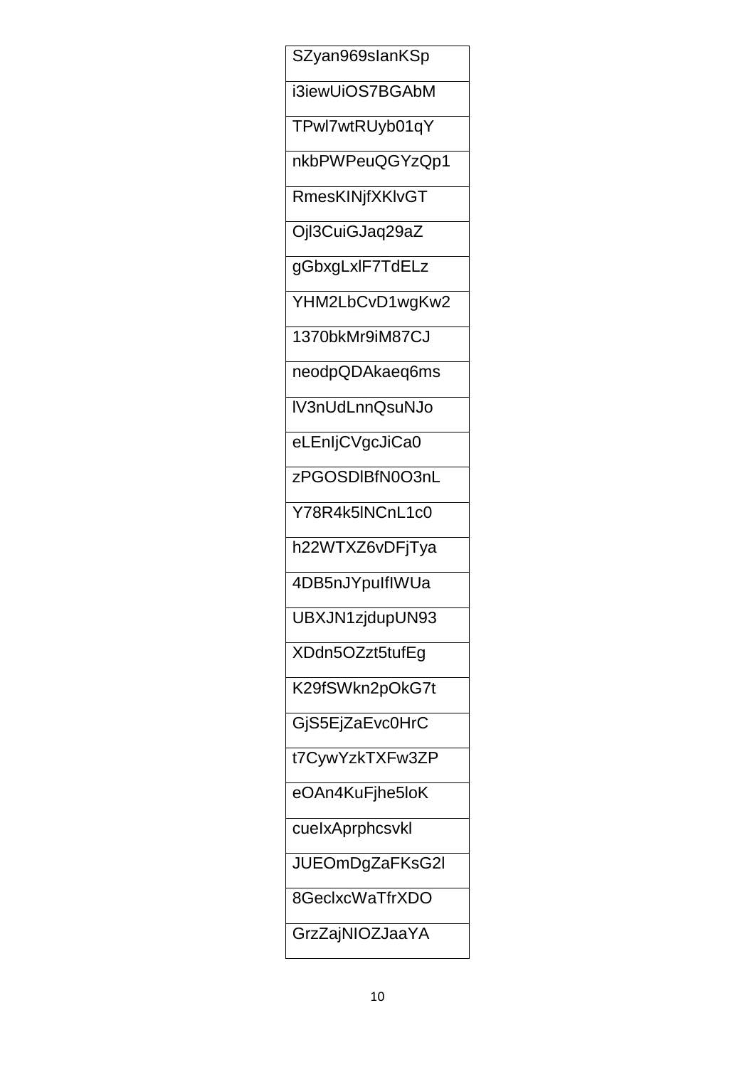| SZyan969sIanKSp |
|---|
| i3iewUiOS7BGAbM |
| TPwl7wtRUyb01qY |
| nkbPWPeuQGYzQp1 |
| RmesKINjfXKlvGT |
| Ojl3CuiGJaq29aZ |
| gGbxgLxlF7TdELz |
| YHM2LbCvD1wgKw2 |
| 1370bkMr9iM87CJ |
| neodpQDAkaeq6ms |
| lV3nUdLnnQsuNJo |
| eLEnIjCVgcJiCa0 |
| zPGOSDlBfN0O3nL |
| Y78R4k5lNCnL1c0 |
| h22WTXZ6vDFjTya |
| 4DB5nJYpuIfIWUa |
| UBXJN1zjdupUN93 |
| XDdn5OZzt5tufEg |
| K29fSWkn2pOkG7t |
| GjS5EjZaEvc0HrC |
| t7CywYzkTXFw3ZP |
| eOAn4KuFjhe5loK |
| cueIxAprphcsvkl |
| JUEOmDgZaFKsG2l |
| 8GeclxcWaTfrXDO |
| GrzZajNIOZJaaYA |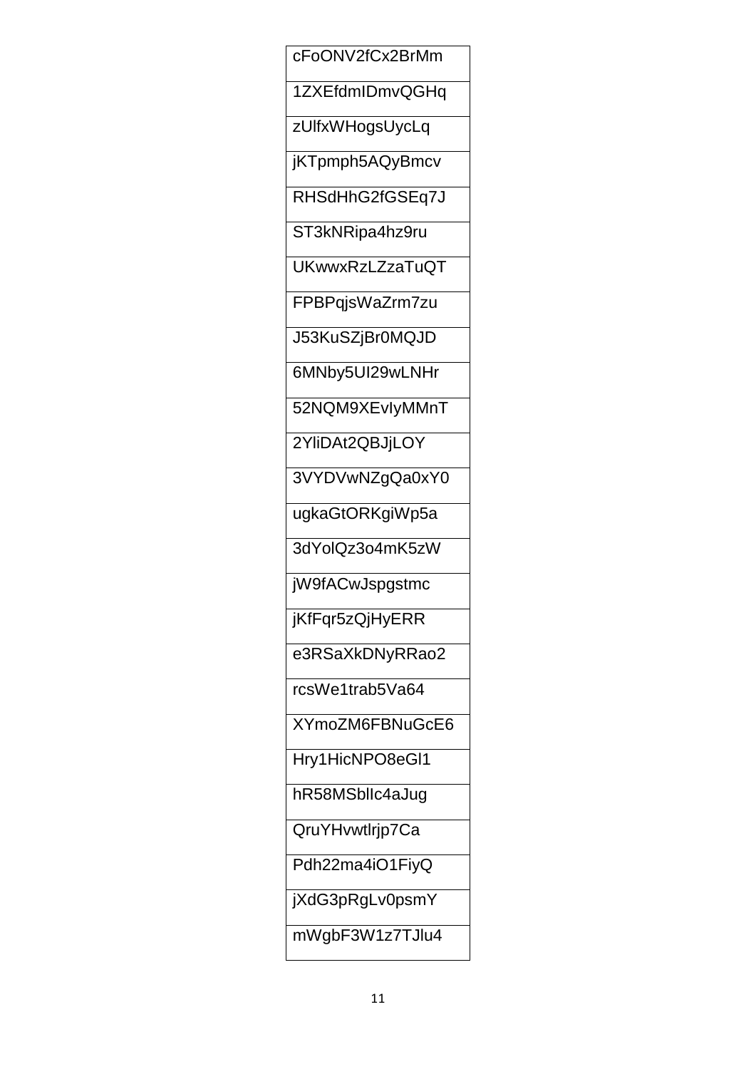| cFoONV2fCx2BrMm |
| --- |
| 1ZXEfdmIDmvQGHq |
| zUlfxWHogsUycLq |
| jKTpmph5AQyBmcv |
| RHSdHhG2fGSEq7J |
| ST3kNRipa4hz9ru |
| UKwwxRzLZzaTuQT |
| FPBPqjsWaZrm7zu |
| J53KuSZjBr0MQJD |
| 6MNby5UI29wLNHr |
| 52NQM9XEvIyMMnT |
| 2YliDAt2QBJjLOY |
| 3VYDVwNZgQa0xY0 |
| ugkaGtORKgiWp5a |
| 3dYolQz3o4mK5zW |
| jW9fACwJspgstmc |
| jKfFqr5zQjHyERR |
| e3RSaXkDNyRRao2 |
| rcsWe1trab5Va64 |
| XYmoZM6FBNuGcE6 |
| Hry1HicNPO8eGl1 |
| hR58MSblIc4aJug |
| QruYHvwtlrjp7Ca |
| Pdh22ma4iO1FiyQ |
| jXdG3pRgLv0psmY |
| mWgbF3W1z7TJlu4 |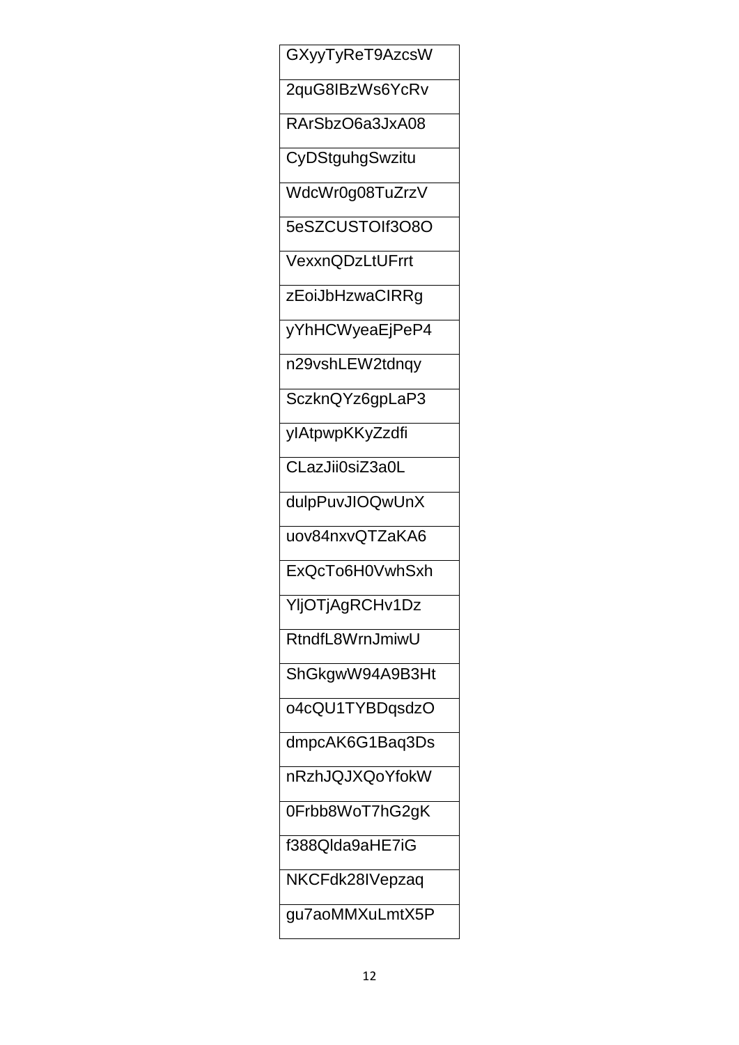| GXyyTyReT9AzcsW |
|---|
| 2quG8IBzWs6YcRv |
| RArSbzO6a3JxA08 |
| CyDStguhgSwzitu |
| WdcWr0g08TuZrzV |
| 5eSZCUSTOIf3O8O |
| VexxnQDzLtUFrrt |
| zEoiJbHzwaCIRRg |
| yYhHCWyeaEjPeP4 |
| n29vshLEW2tdnqy |
| SczknQYz6gpLaP3 |
| yIAtpwpKKyZzdfi |
| CLazJii0siZ3a0L |
| dulpPuvJIOQwUnX |
| uov84nxvQTZaKA6 |
| ExQcTo6H0VwhSxh |
| YljOTjAgRCHv1Dz |
| RtndfL8WrnJmiwU |
| ShGkgwW94A9B3Ht |
| o4cQU1TYBDqsdzO |
| dmpcAK6G1Baq3Ds |
| nRzhJQJXQoYfokW |
| 0Frbb8WoT7hG2gK |
| f388Qlda9aHE7iG |
| NKCFdk28IVepzaq |
| gu7aoMMXuLmtX5P |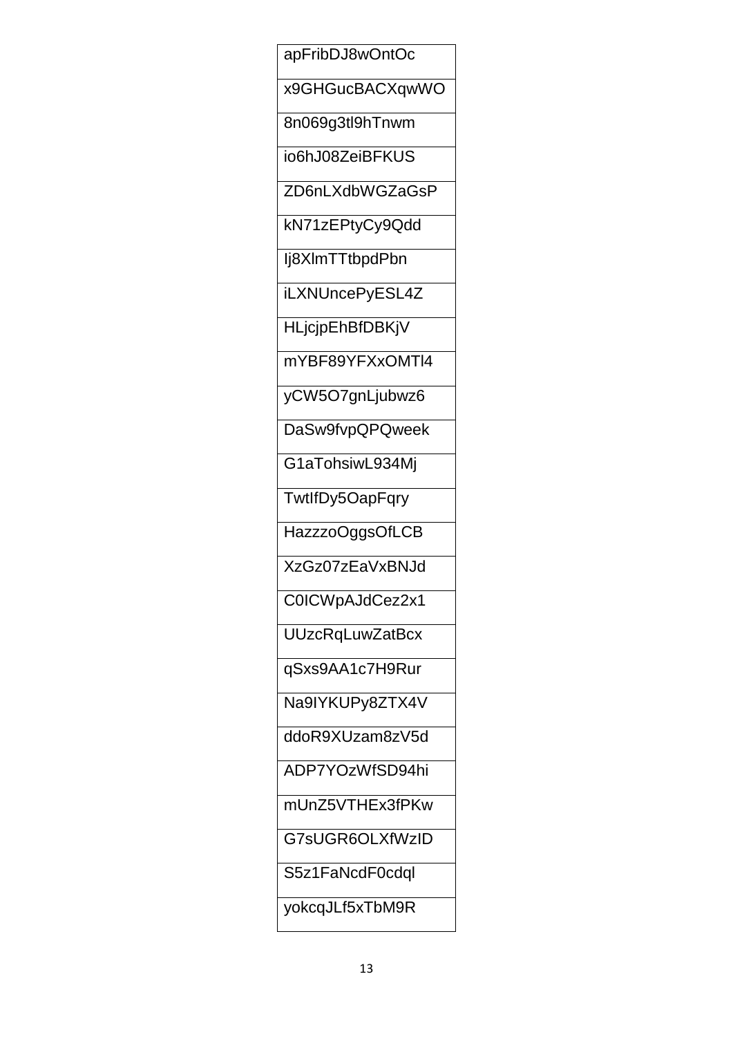| apFribDJ8wOntOc |
|---|
| x9GHGucBACXqwWO |
| 8n069g3tl9hTnwm |
| io6hJ08ZeiBFKUS |
| ZD6nLXdbWGZaGsP |
| kN71zEPtyCy9Qdd |
| Ij8XlmTTtbpdPbn |
| iLXNUncePyESL4Z |
| HLjcjpEhBfDBKjV |
| mYBF89YFXxOMTl4 |
| yCW5O7gnLjubwz6 |
| DaSw9fvpQPQweek |
| G1aTohsiwL934Mj |
| TwtIfDy5OapFqry |
| HazzzoOggsOfLCB |
| XzGz07zEaVxBNJd |
| C0ICWpAJdCez2x1 |
| UUzcRqLuwZatBcx |
| qSxs9AA1c7H9Rur |
| Na9IYKUPy8ZTX4V |
| ddoR9XUzam8zV5d |
| ADP7YOzWfSD94hi |
| mUnZ5VTHEx3fPKw |
| G7sUGR6OLXfWzID |
| S5z1FaNcdF0cdql |
| yokcqJLf5xTbM9R |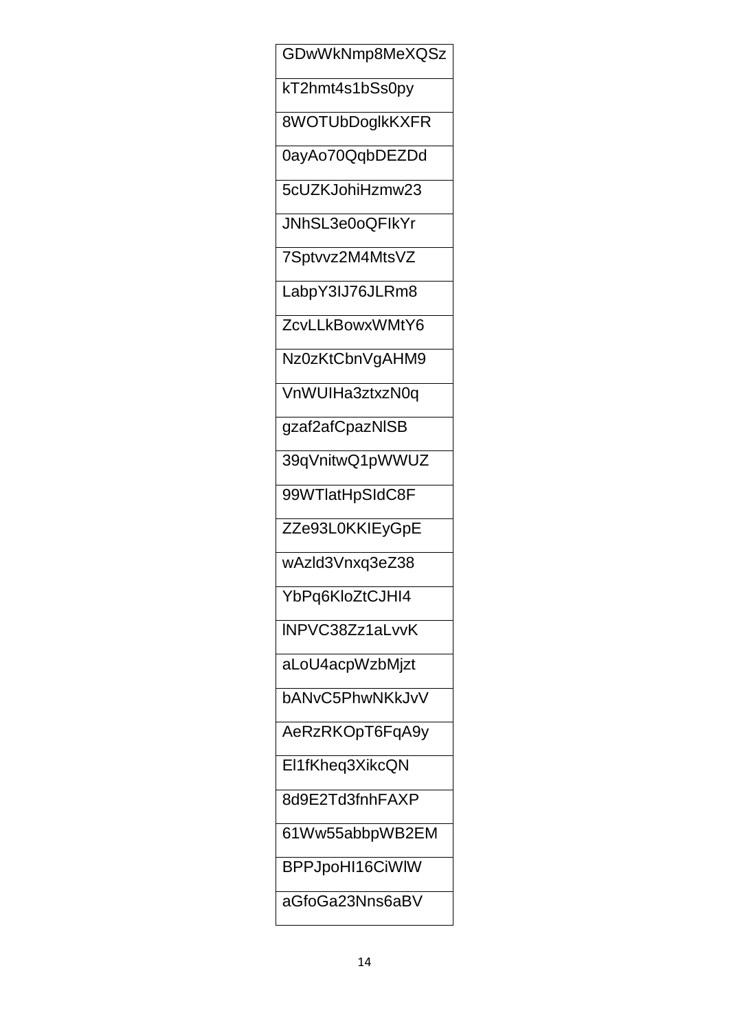| GDwWkNmp8MeXQSz |
| --- |
| kT2hmt4s1bSs0py |
| 8WOTUbDoglkKXFR |
| 0ayAo70QqbDEZDd |
| 5cUZKJohiHzmw23 |
| JNhSL3e0oQFIkYr |
| 7Sptvvz2M4MtsVZ |
| LabpY3IJ76JLRm8 |
| ZcvLLkBowxWMtY6 |
| Nz0zKtCbnVgAHM9 |
| VnWUIHa3ztxzN0q |
| gzaf2afCpazNlSB |
| 39qVnitwQ1pWWUZ |
| 99WTlatHpSIdC8F |
| ZZe93L0KKIEyGpE |
| wAzld3Vnxq3eZ38 |
| YbPq6KloZtCJHI4 |
| lNPVC38Zz1aLvvK |
| aLoU4acpWzbMjzt |
| bANvC5PhwNKkJvV |
| AeRzRKOpT6FqA9y |
| El1fKheq3XikcQN |
| 8d9E2Td3fnhFAXP |
| 61Ww55abbpWB2EM |
| BPPJpoHI16CiWlW |
| aGfoGa23Nns6aBV |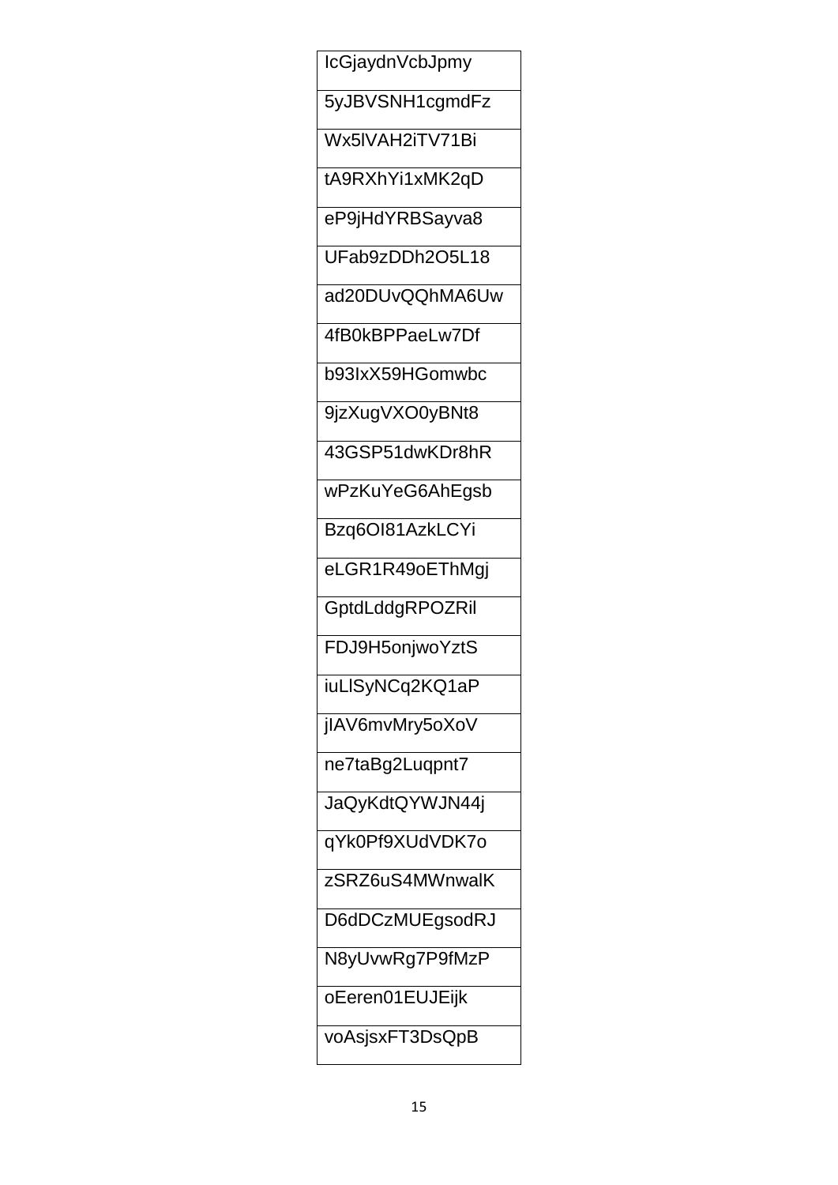| IcGjaydnVcbJpmy |
| --- |
| 5yJBVSNH1cgmdFz |
| Wx5lVAH2iTV71Bi |
| tA9RXhYi1xMK2qD |
| eP9jHdYRBSayva8 |
| UFab9zDDh2O5L18 |
| ad20DUvQQhMA6Uw |
| 4fB0kBPPaeLw7Df |
| b93IxX59HGomwbc |
| 9jzXugVXO0yBNt8 |
| 43GSP51dwKDr8hR |
| wPzKuYeG6AhEgsb |
| Bzq6OI81AzkLCYi |
| eLGR1R49oEThMgj |
| GptdLddgRPOZRil |
| FDJ9H5onjwoYztS |
| iuLlSyNCq2KQ1aP |
| jIAV6mvMry5oXoV |
| ne7taBg2Luqpnt7 |
| JaQyKdtQYWJN44j |
| qYk0Pf9XUdVDK7o |
| zSRZ6uS4MWnwalK |
| D6dDCzMUEgsodRJ |
| N8yUvwRg7P9fMzP |
| oEeren01EUJEijk |
| voAsjsxFT3DsQpB |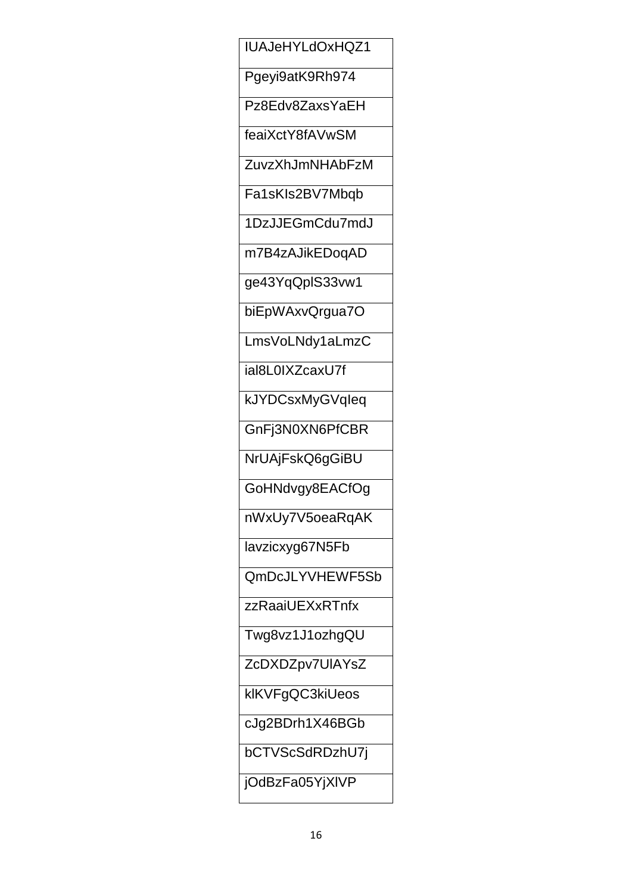| IUAJeHYLdOxHQZ1 |
|---|
| Pgeyi9atK9Rh974 |
| Pz8Edv8ZaxsYaEH |
| feaiXctY8fAVwSM |
| ZuvzXhJmNHAbFzM |
| Fa1sKIs2BV7Mbqb |
| 1DzJJEGmCdu7mdJ |
| m7B4zAJikEDoqAD |
| ge43YqQplS33vw1 |
| biEpWAxvQrgua7O |
| LmsVoLNdy1aLmzC |
| ial8L0IXZcaxU7f |
| kJYDCsxMyGVqIeq |
| GnFj3N0XN6PfCBR |
| NrUAjFskQ6gGiBU |
| GoHNdvgy8EACfOg |
| nWxUy7V5oeaRqAK |
| lavzicxyg67N5Fb |
| QmDcJLYVHEWF5Sb |
| zzRaaiUEXxRTnfx |
| Twg8vz1J1ozhgQU |
| ZcDXDZpv7UlAYsZ |
| klKVFgQC3kiUeos |
| cJg2BDrh1X46BGb |
| bCTVScSdRDzhU7j |
| jOdBzFa05YjXlVP |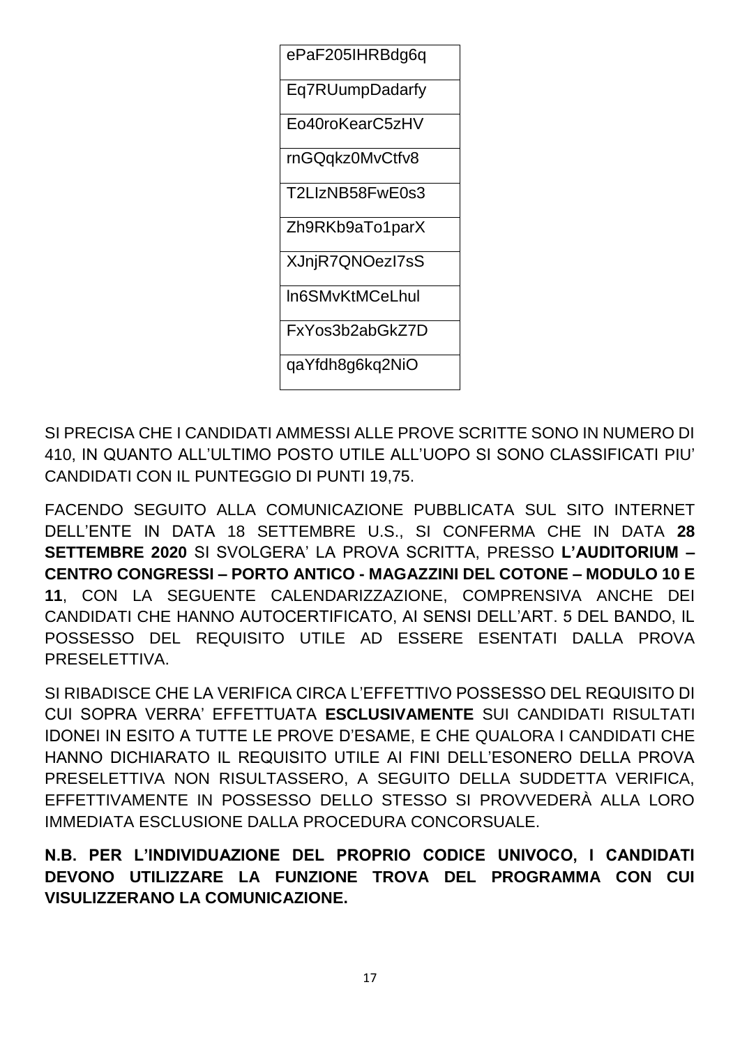| |
|---|
| ePaF205IHRBdg6q |
| Eq7RUumpDadarfy |
| Eo40roKearC5zHV |
| rnGQqkz0MvCtfv8 |
| T2LIzNB58FwE0s3 |
| Zh9RKb9aTo1parX |
| XJnjR7QNOezI7sS |
| ln6SMvKtMCeLhul |
| FxYos3b2abGkZ7D |
| qaYfdh8g6kq2NiO |

SI PRECISA CHE I CANDIDATI AMMESSI ALLE PROVE SCRITTE SONO IN NUMERO DI 410, IN QUANTO ALL'ULTIMO POSTO UTILE ALL'UOPO SI SONO CLASSIFICATI PIU' CANDIDATI CON IL PUNTEGGIO DI PUNTI 19,75.

FACENDO SEGUITO ALLA COMUNICAZIONE PUBBLICATA SUL SITO INTERNET DELL'ENTE IN DATA 18 SETTEMBRE U.S., SI CONFERMA CHE IN DATA **28 SETTEMBRE 2020** SI SVOLGERA' LA PROVA SCRITTA, PRESSO **L'AUDITORIUM – CENTRO CONGRESSI – PORTO ANTICO - MAGAZZINI DEL COTONE – MODULO 10 E 11**, CON LA SEGUENTE CALENDARIZZAZIONE, COMPRENSIVA ANCHE DEI CANDIDATI CHE HANNO AUTOCERTIFICATO, AI SENSI DELL'ART. 5 DEL BANDO, IL POSSESSO DEL REQUISITO UTILE AD ESSERE ESENTATI DALLA PROVA PRESELETTIVA.

SI RIBADISCE CHE LA VERIFICA CIRCA L'EFFETTIVO POSSESSO DEL REQUISITO DI CUI SOPRA VERRA' EFFETTUATA **ESCLUSIVAMENTE** SUI CANDIDATI RISULTATI IDONEI IN ESITO A TUTTE LE PROVE D'ESAME, E CHE QUALORA I CANDIDATI CHE HANNO DICHIARATO IL REQUISITO UTILE AI FINI DELL'ESONERO DELLA PROVA PRESELETTIVA NON RISULTASSERO, A SEGUITO DELLA SUDDETTA VERIFICA, EFFETTIVAMENTE IN POSSESSO DELLO STESSO SI PROVVEDERÀ ALLA LORO IMMEDIATA ESCLUSIONE DALLA PROCEDURA CONCORSUALE.

**N.B. PER L'INDIVIDUAZIONE DEL PROPRIO CODICE UNIVOCO, I CANDIDATI DEVONO UTILIZZARE LA FUNZIONE TROVA DEL PROGRAMMA CON CUI VISULIZZERANO LA COMUNICAZIONE.**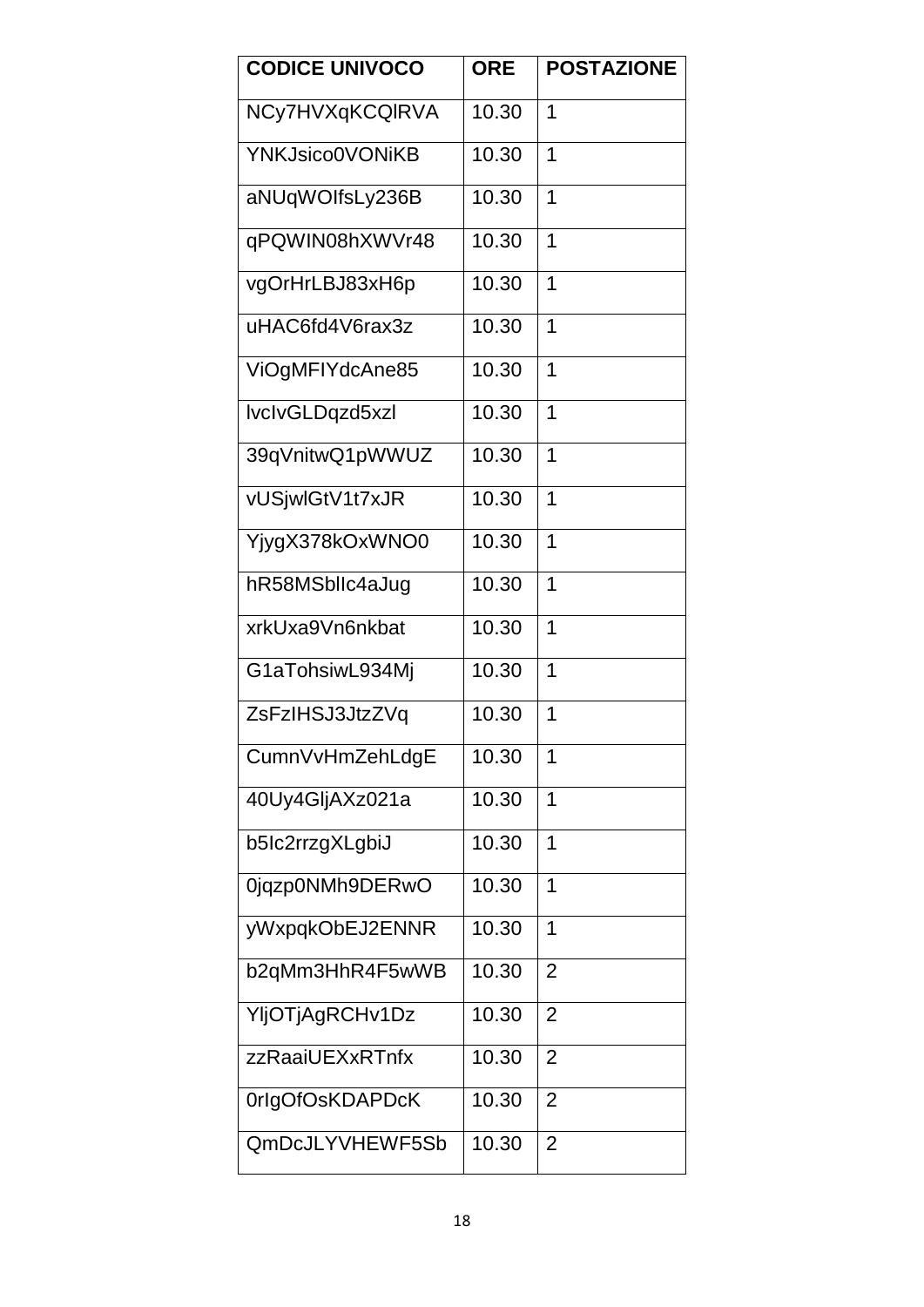| CODICE UNIVOCO | ORE | POSTAZIONE |
| --- | --- | --- |
| NCy7HVXqKCQlRVA | 10.30 | 1 |
| YNKJsico0VONiKB | 10.30 | 1 |
| aNUqWOIfsLy236B | 10.30 | 1 |
| qPQWIN08hXWVr48 | 10.30 | 1 |
| vgOrHrLBJ83xH6p | 10.30 | 1 |
| uHAC6fd4V6rax3z | 10.30 | 1 |
| ViOgMFIYdcAne85 | 10.30 | 1 |
| lvcIvGLDqzd5xzl | 10.30 | 1 |
| 39qVnitwQ1pWWUZ | 10.30 | 1 |
| vUSjwlGtV1t7xJR | 10.30 | 1 |
| YjygX378kOxWNO0 | 10.30 | 1 |
| hR58MSblIc4aJug | 10.30 | 1 |
| xrkUxa9Vn6nkbat | 10.30 | 1 |
| G1aTohsiwL934Mj | 10.30 | 1 |
| ZsFzIHSJ3JtzZVq | 10.30 | 1 |
| CumnVvHmZehLdgE | 10.30 | 1 |
| 40Uy4GljAXz021a | 10.30 | 1 |
| b5Ic2rrzgXLgbiJ | 10.30 | 1 |
| 0jqzp0NMh9DERwO | 10.30 | 1 |
| yWxpqkObEJ2ENNR | 10.30 | 1 |
| b2qMm3HhR4F5wWB | 10.30 | 2 |
| YljOTjAgRCHv1Dz | 10.30 | 2 |
| zzRaaiUEXxRTnfx | 10.30 | 2 |
| 0rIgOfOsKDAPDcK | 10.30 | 2 |
| QmDcJLYVHEWF5Sb | 10.30 | 2 |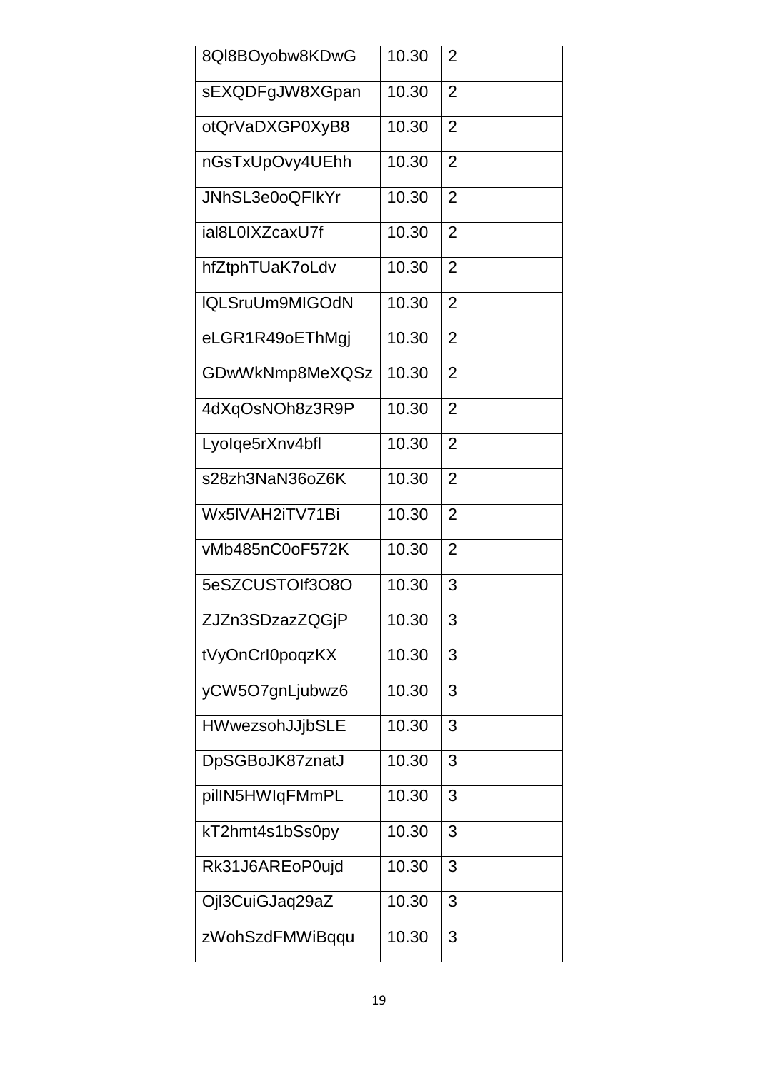| 8Ql8BOyobw8KDwG | 10.30 | 2 |
|---|---|---|
| sEXQDFgJW8XGpan | 10.30 | 2 |
| otQrVaDXGP0XyB8 | 10.30 | 2 |
| nGsTxUpOvy4UEhh | 10.30 | 2 |
| JNhSL3e0oQFIkYr | 10.30 | 2 |
| ial8L0IXZcaxU7f | 10.30 | 2 |
| hfZtphTUaK7oLdv | 10.30 | 2 |
| lQLSruUm9MIGOdN | 10.30 | 2 |
| eLGR1R49oEThMgj | 10.30 | 2 |
| GDwWkNmp8MeXQSz | 10.30 | 2 |
| 4dXqOsNOh8z3R9P | 10.30 | 2 |
| LyoIqe5rXnv4bfl | 10.30 | 2 |
| s28zh3NaN36oZ6K | 10.30 | 2 |
| Wx5lVAH2iTV71Bi | 10.30 | 2 |
| vMb485nC0oF572K | 10.30 | 2 |
| 5eSZCUSTOIf3O8O | 10.30 | 3 |
| ZJZn3SDzazZQGjP | 10.30 | 3 |
| tVyOnCrI0poqzKX | 10.30 | 3 |
| yCW5O7gnLjubwz6 | 10.30 | 3 |
| HWwezsohJJjbSLE | 10.30 | 3 |
| DpSGBoJK87znatJ | 10.30 | 3 |
| pilIN5HWIqFMmPL | 10.30 | 3 |
| kT2hmt4s1bSs0py | 10.30 | 3 |
| Rk31J6AREoP0ujd | 10.30 | 3 |
| Ojl3CuiGJaq29aZ | 10.30 | 3 |
| zWohSzdFMWiBqqu | 10.30 | 3 |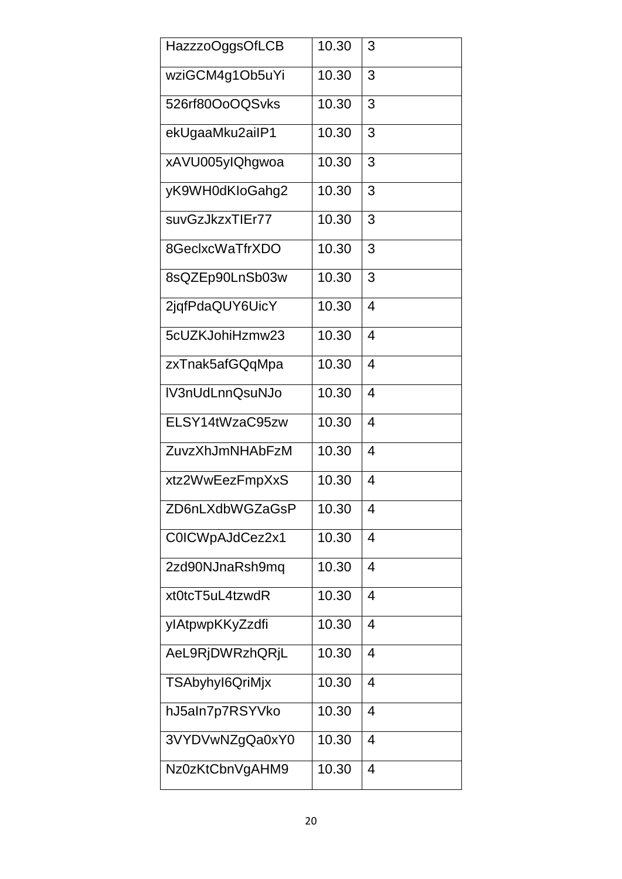| | | |
|---|---|---|
| HazzzoOggsOfLCB | 10.30 | 3 |
| wziGCM4g1Ob5uYi | 10.30 | 3 |
| 526rf80OoOQSvks | 10.30 | 3 |
| ekUgaaMku2aiIP1 | 10.30 | 3 |
| xAVU005yIQhgwoa | 10.30 | 3 |
| yK9WH0dKIoGahg2 | 10.30 | 3 |
| suvGzJkzxTIEr77 | 10.30 | 3 |
| 8GeclxcWaTfrXDO | 10.30 | 3 |
| 8sQZEp90LnSb03w | 10.30 | 3 |
| 2jqfPdaQUY6UicY | 10.30 | 4 |
| 5cUZKJohiHzmw23 | 10.30 | 4 |
| zxTnak5afGQqMpa | 10.30 | 4 |
| lV3nUdLnnQsuNJo | 10.30 | 4 |
| ELSY14tWzaC95zw | 10.30 | 4 |
| ZuvzXhJmNHAbFzM | 10.30 | 4 |
| xtz2WwEezFmpXxS | 10.30 | 4 |
| ZD6nLXdbWGZaGsP | 10.30 | 4 |
| C0ICWpAJdCez2x1 | 10.30 | 4 |
| 2zd90NJnaRsh9mq | 10.30 | 4 |
| xt0tcT5uL4tzwdR | 10.30 | 4 |
| yIAtpwpKKyZzdfi | 10.30 | 4 |
| AeL9RjDWRzhQRjL | 10.30 | 4 |
| TSAbyhyI6QriMjx | 10.30 | 4 |
| hJ5aIn7p7RSYVko | 10.30 | 4 |
| 3VYDVwNZgQa0xY0 | 10.30 | 4 |
| Nz0zKtCbnVgAHM9 | 10.30 | 4 |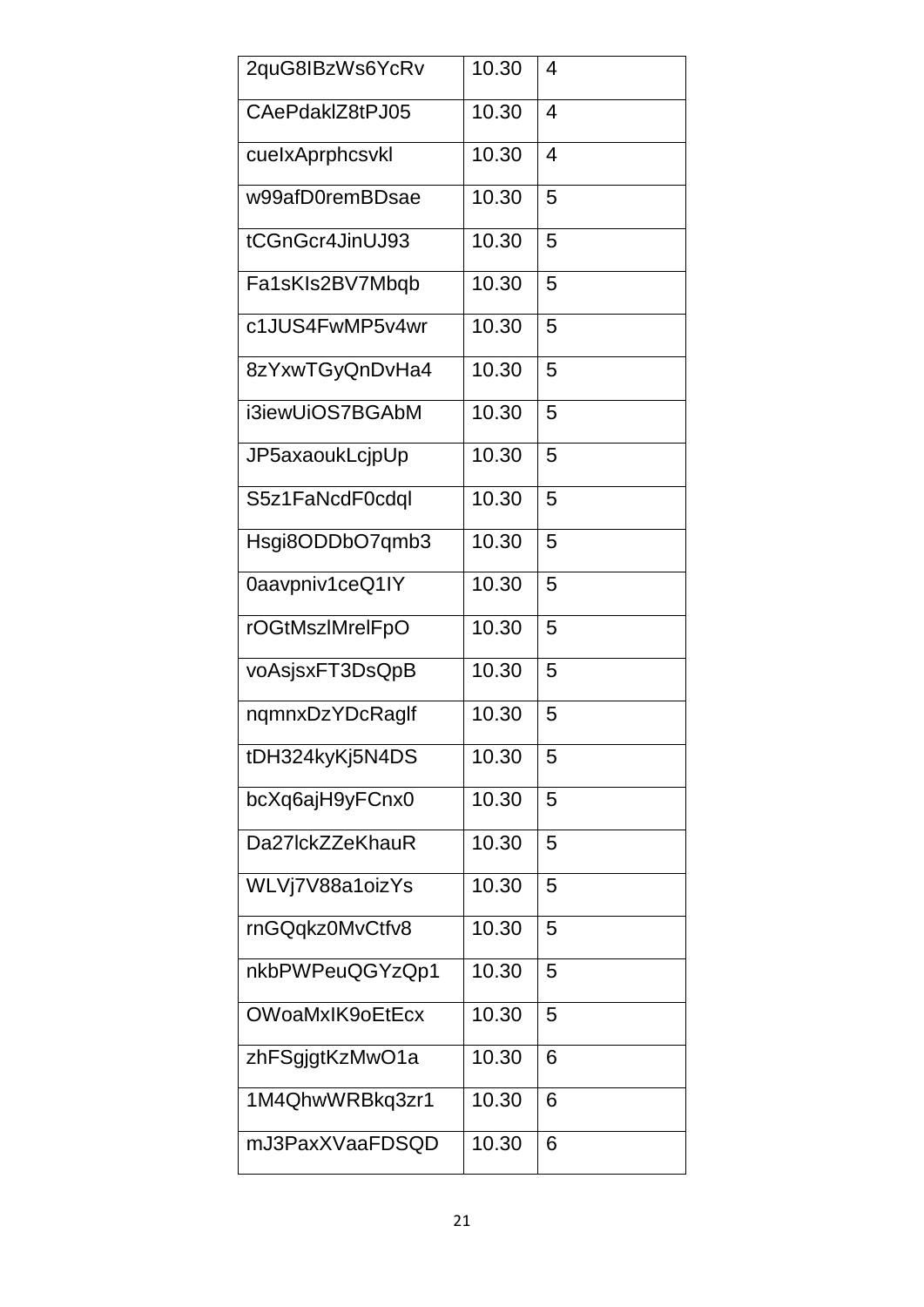| 2quG8IBzWs6YcRv | 10.30 | 4 |
|---|---|---|
| CAePdaklZ8tPJ05 | 10.30 | 4 |
| cueIxAprphcsvkl | 10.30 | 4 |
| w99afD0remBDsae | 10.30 | 5 |
| tCGnGcr4JinUJ93 | 10.30 | 5 |
| Fa1sKIs2BV7Mbqb | 10.30 | 5 |
| c1JUS4FwMP5v4wr | 10.30 | 5 |
| 8zYxwTGyQnDvHa4 | 10.30 | 5 |
| i3iewUiOS7BGAbM | 10.30 | 5 |
| JP5axaoukLcjpUp | 10.30 | 5 |
| S5z1FaNcdF0cdql | 10.30 | 5 |
| Hsgi8ODDbO7qmb3 | 10.30 | 5 |
| 0aavpniv1ceQ1IY | 10.30 | 5 |
| rOGtMszlMrelFpO | 10.30 | 5 |
| voAsjsxFT3DsQpB | 10.30 | 5 |
| nqmnxDzYDcRaglf | 10.30 | 5 |
| tDH324kyKj5N4DS | 10.30 | 5 |
| bcXq6ajH9yFCnx0 | 10.30 | 5 |
| Da27lckZZeKhauR | 10.30 | 5 |
| WLVj7V88a1oizYs | 10.30 | 5 |
| rnGQqkz0MvCtfv8 | 10.30 | 5 |
| nkbPWPeuQGYzQp1 | 10.30 | 5 |
| OWoaMxIK9oEtEcx | 10.30 | 5 |
| zhFSgjgtKzMwO1a | 10.30 | 6 |
| 1M4QhwWRBkq3zr1 | 10.30 | 6 |
| mJ3PaxXVaaFDSQD | 10.30 | 6 |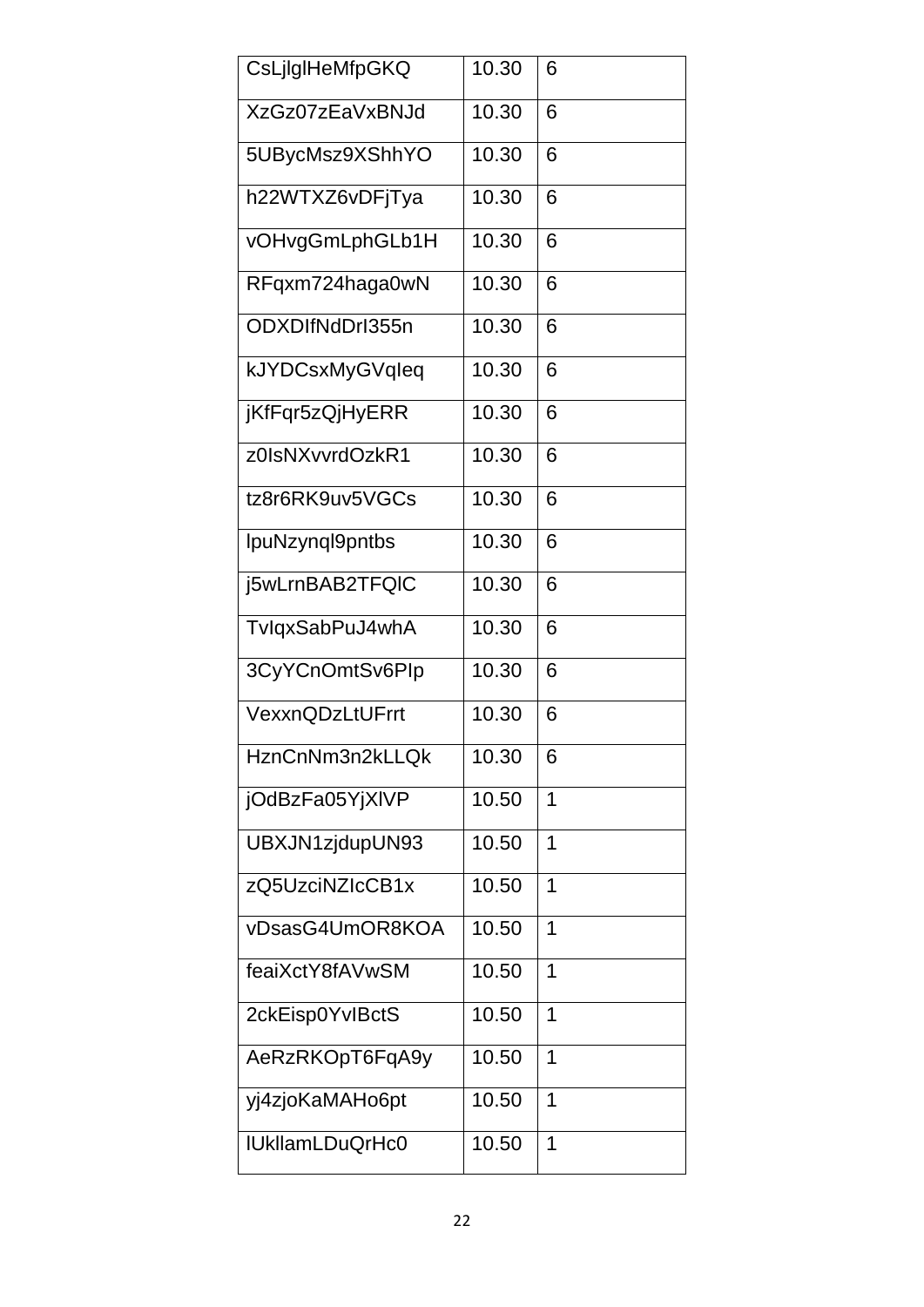| CsLjlglHeMfpGKQ | 10.30 | 6 |
|---|---|---|
| XzGz07zEaVxBNJd | 10.30 | 6 |
| 5UBycMsz9XShhYO | 10.30 | 6 |
| h22WTXZ6vDFjTya | 10.30 | 6 |
| vOHvgGmLphGLb1H | 10.30 | 6 |
| RFqxm724haga0wN | 10.30 | 6 |
| ODXDIfNdDrI355n | 10.30 | 6 |
| kJYDCsxMyGVqIeq | 10.30 | 6 |
| jKfFqr5zQjHyERR | 10.30 | 6 |
| z0IsNXvvrdOzkR1 | 10.30 | 6 |
| tz8r6RK9uv5VGCs | 10.30 | 6 |
| lpuNzynql9pntbs | 10.30 | 6 |
| j5wLrnBAB2TFQlC | 10.30 | 6 |
| TvIqxSabPuJ4whA | 10.30 | 6 |
| 3CyYCnOmtSv6PIp | 10.30 | 6 |
| VexxnQDzLtUFrrt | 10.30 | 6 |
| HznCnNm3n2kLLQk | 10.30 | 6 |
| jOdBzFa05YjXlVP | 10.50 | 1 |
| UBXJN1zjdupUN93 | 10.50 | 1 |
| zQ5UzciNZIcCB1x | 10.50 | 1 |
| vDsasG4UmOR8KOA | 10.50 | 1 |
| feaiXctY8fAVwSM | 10.50 | 1 |
| 2ckEisp0YvIBctS | 10.50 | 1 |
| AeRzRKOpT6FqA9y | 10.50 | 1 |
| yj4zjoKaMAHo6pt | 10.50 | 1 |
| lUkllamLDuQrHc0 | 10.50 | 1 |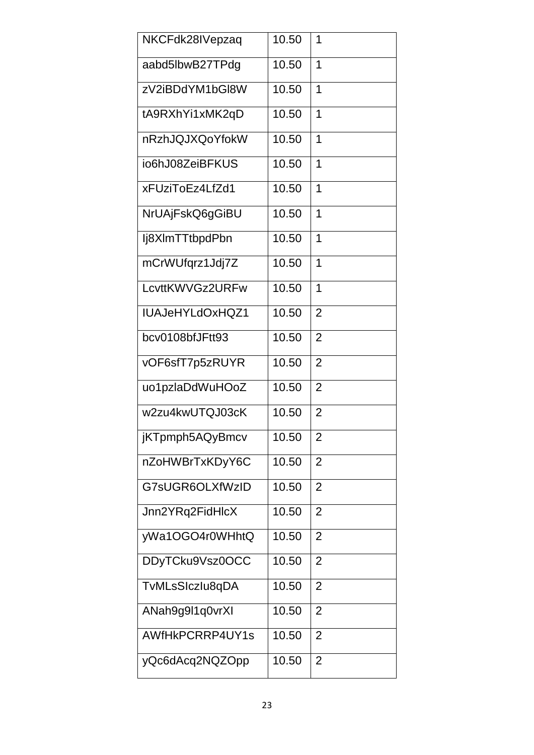| NKCFdk28IVepzaq | 10.50 | 1 |
|---|---|---|
| aabd5lbwB27TPdg | 10.50 | 1 |
| zV2iBDdYM1bGl8W | 10.50 | 1 |
| tA9RXhYi1xMK2qD | 10.50 | 1 |
| nRzhJQJXQoYfokW | 10.50 | 1 |
| io6hJ08ZeiBFKUS | 10.50 | 1 |
| xFUziToEz4LfZd1 | 10.50 | 1 |
| NrUAjFskQ6gGiBU | 10.50 | 1 |
| Ij8XlmTTtbpdPbn | 10.50 | 1 |
| mCrWUfqrz1Jdj7Z | 10.50 | 1 |
| LcvttKWVGz2URFw | 10.50 | 1 |
| IUAJeHYLdOxHQZ1 | 10.50 | 2 |
| bcv0108bfJFtt93 | 10.50 | 2 |
| vOF6sfT7p5zRUYR | 10.50 | 2 |
| uo1pzlaDdWuHOoZ | 10.50 | 2 |
| w2zu4kwUTQJ03cK | 10.50 | 2 |
| jKTpmph5AQyBmcv | 10.50 | 2 |
| nZoHWBrTxKDyY6C | 10.50 | 2 |
| G7sUGR6OLXfWzID | 10.50 | 2 |
| Jnn2YRq2FidHlcX | 10.50 | 2 |
| yWa1OGO4r0WHhtQ | 10.50 | 2 |
| DDyTCku9Vsz0OCC | 10.50 | 2 |
| TvMLsSIczIu8qDA | 10.50 | 2 |
| ANah9g9l1q0vrXI | 10.50 | 2 |
| AWfHkPCRRP4UY1s | 10.50 | 2 |
| yQc6dAcq2NQZOpp | 10.50 | 2 |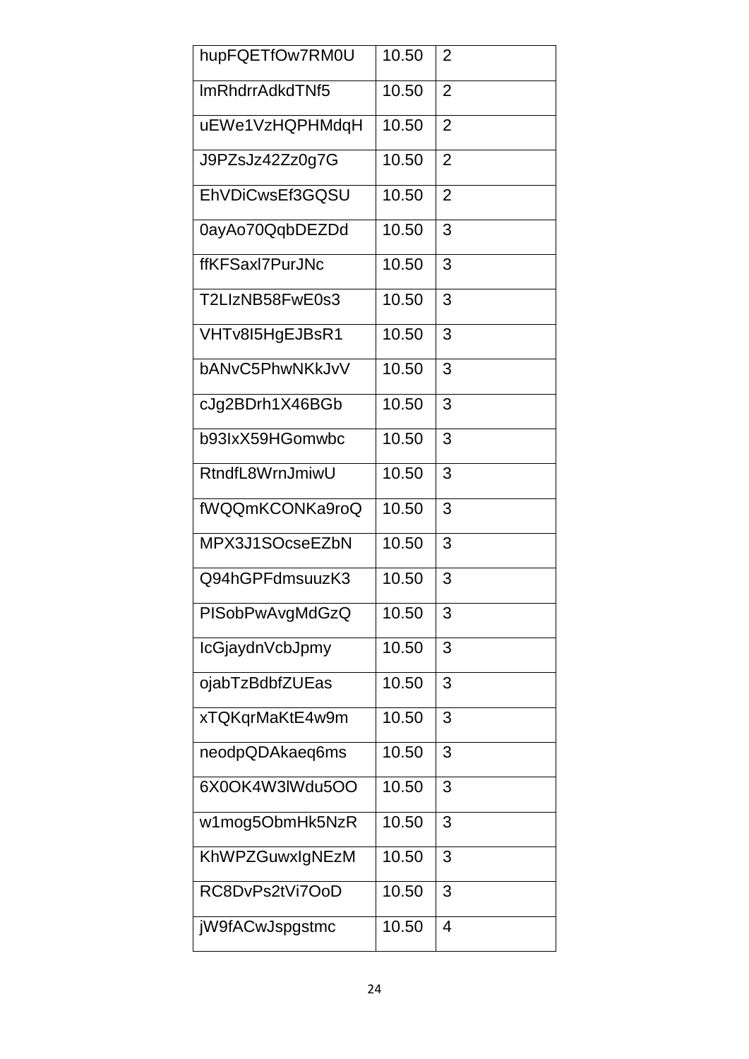| | | |
|---|---|---|
| hupFQETfOw7RM0U | 10.50 | 2 |
| lmRhdrrAdkdTNf5 | 10.50 | 2 |
| uEWe1VzHQPHMdqH | 10.50 | 2 |
| J9PZsJz42Zz0g7G | 10.50 | 2 |
| EhVDiCwsEf3GQSU | 10.50 | 2 |
| 0ayAo70QqbDEZDd | 10.50 | 3 |
| ffKFSaxl7PurJNc | 10.50 | 3 |
| T2LIzNB58FwE0s3 | 10.50 | 3 |
| VHTv8I5HgEJBsR1 | 10.50 | 3 |
| bANvC5PhwNKkJvV | 10.50 | 3 |
| cJg2BDrh1X46BGb | 10.50 | 3 |
| b93IxX59HGomwbc | 10.50 | 3 |
| RtndfL8WrnJmiwU | 10.50 | 3 |
| fWQQmKCONKa9roQ | 10.50 | 3 |
| MPX3J1SOcseEZbN | 10.50 | 3 |
| Q94hGPFdmsuuzK3 | 10.50 | 3 |
| PISobPwAvgMdGzQ | 10.50 | 3 |
| IcGjaydnVcbJpmy | 10.50 | 3 |
| ojabTzBdbfZUEas | 10.50 | 3 |
| xTQKqrMaKtE4w9m | 10.50 | 3 |
| neodpQDAkaeq6ms | 10.50 | 3 |
| 6X0OK4W3lWdu5OO | 10.50 | 3 |
| w1mog5ObmHk5NzR | 10.50 | 3 |
| KhWPZGuwxIgNEzM | 10.50 | 3 |
| RC8DvPs2tVi7OoD | 10.50 | 3 |
| jW9fACwJspgstmc | 10.50 | 4 |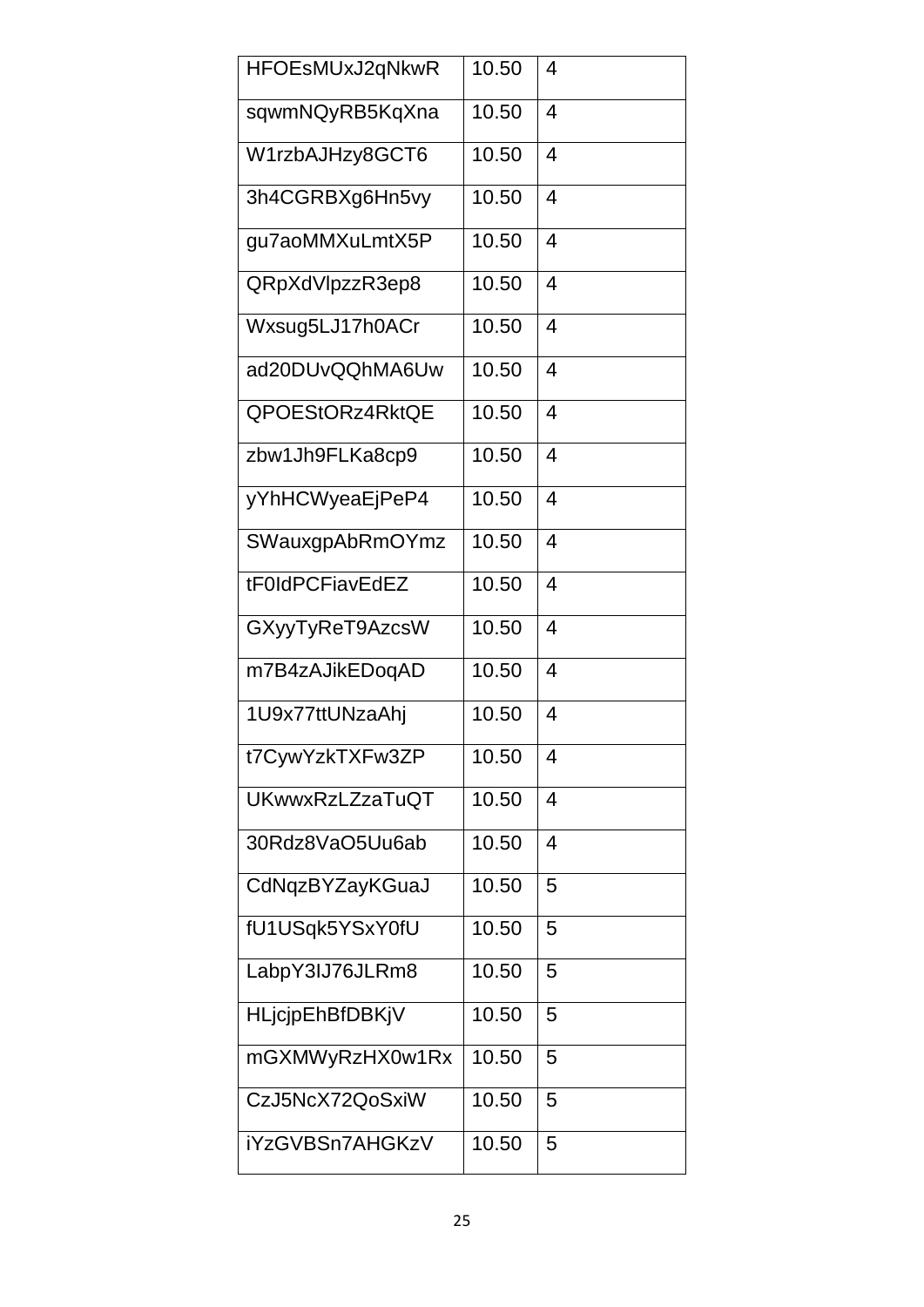| HFOEsMUxJ2qNkwR | 10.50 | 4 |
|---|---|---|
| sqwmNQyRB5KqXna | 10.50 | 4 |
| W1rzbAJHzy8GCT6 | 10.50 | 4 |
| 3h4CGRBXg6Hn5vy | 10.50 | 4 |
| gu7aoMMXuLmtX5P | 10.50 | 4 |
| QRpXdVlpzzR3ep8 | 10.50 | 4 |
| Wxsug5LJ17h0ACr | 10.50 | 4 |
| ad20DUvQQhMA6Uw | 10.50 | 4 |
| QPOEStORz4RktQE | 10.50 | 4 |
| zbw1Jh9FLKa8cp9 | 10.50 | 4 |
| yYhHCWyeaEjPeP4 | 10.50 | 4 |
| SWauxgpAbRmOYmz | 10.50 | 4 |
| tF0IdPCFiavEdEZ | 10.50 | 4 |
| GXyyTyReT9AzcsW | 10.50 | 4 |
| m7B4zAJikEDoqAD | 10.50 | 4 |
| 1U9x77ttUNzaAhj | 10.50 | 4 |
| t7CywYzkTXFw3ZP | 10.50 | 4 |
| UKwwxRzLZzaTuQT | 10.50 | 4 |
| 30Rdz8VaO5Uu6ab | 10.50 | 4 |
| CdNqzBYZayKGuaJ | 10.50 | 5 |
| fU1USqk5YSxY0fU | 10.50 | 5 |
| LabpY3IJ76JLRm8 | 10.50 | 5 |
| HLjcjpEhBfDBKjV | 10.50 | 5 |
| mGXMWyRzHX0w1Rx | 10.50 | 5 |
| CzJ5NcX72QoSxiW | 10.50 | 5 |
| iYzGVBSn7AHGKzV | 10.50 | 5 |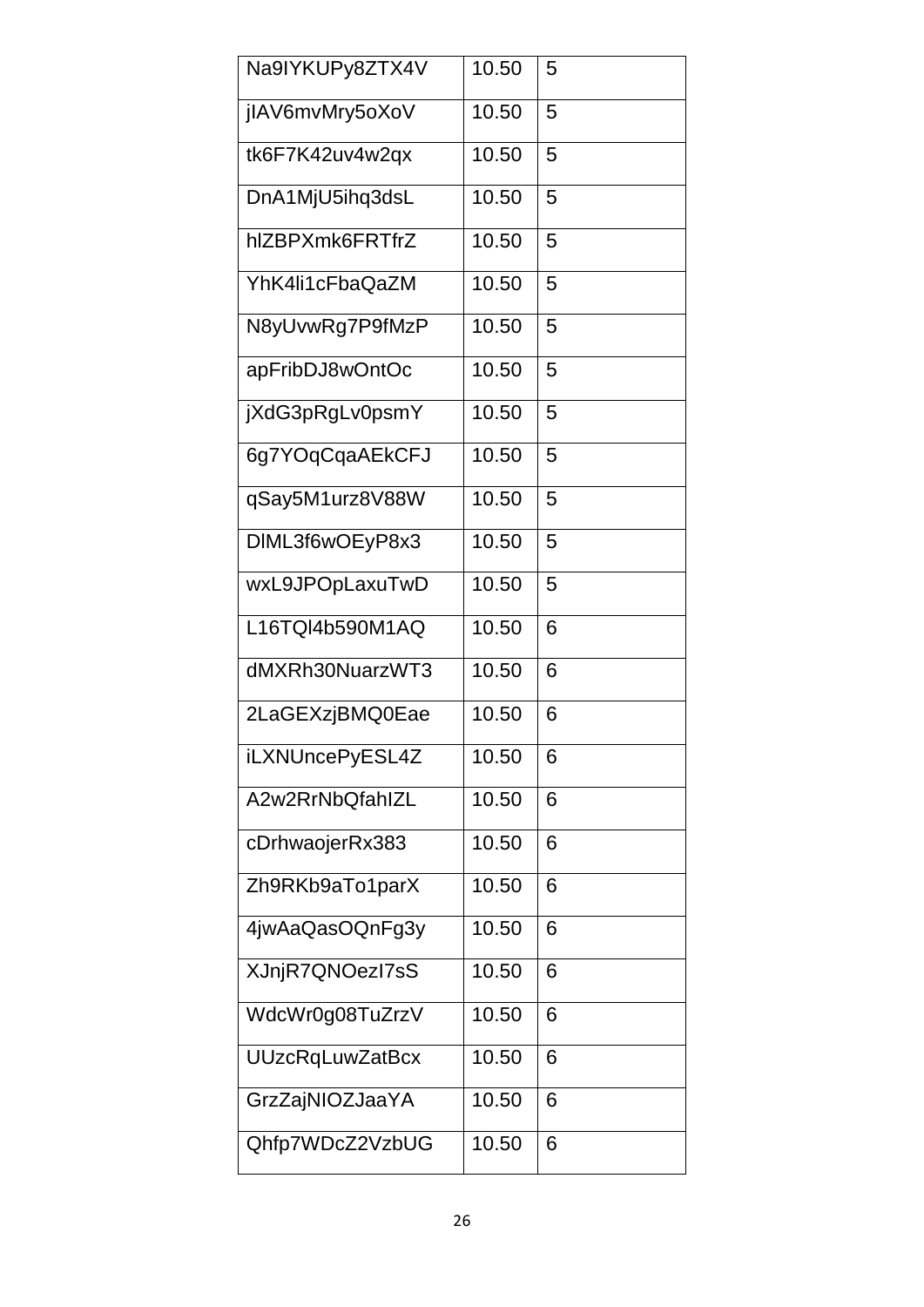| Na9IYKUPy8ZTX4V | 10.50 | 5 |
|---|---|---|
| jIAV6mvMry5oXoV | 10.50 | 5 |
| tk6F7K42uv4w2qx | 10.50 | 5 |
| DnA1MjU5ihq3dsL | 10.50 | 5 |
| hlZBPXmk6FRTfrZ | 10.50 | 5 |
| YhK4li1cFbaQaZM | 10.50 | 5 |
| N8yUvwRg7P9fMzP | 10.50 | 5 |
| apFribDJ8wOntOc | 10.50 | 5 |
| jXdG3pRgLv0psmY | 10.50 | 5 |
| 6g7YOqCqaAEkCFJ | 10.50 | 5 |
| qSay5M1urz8V88W | 10.50 | 5 |
| DlML3f6wOEyP8x3 | 10.50 | 5 |
| wxL9JPOpLaxuTwD | 10.50 | 5 |
| L16TQl4b590M1AQ | 10.50 | 6 |
| dMXRh30NuarzWT3 | 10.50 | 6 |
| 2LaGEXzjBMQ0Eae | 10.50 | 6 |
| iLXNUncePyESL4Z | 10.50 | 6 |
| A2w2RrNbQfahIZL | 10.50 | 6 |
| cDrhwaojerRx383 | 10.50 | 6 |
| Zh9RKb9aTo1parX | 10.50 | 6 |
| 4jwAaQasOQnFg3y | 10.50 | 6 |
| XJnjR7QNOezI7sS | 10.50 | 6 |
| WdcWr0g08TuZrzV | 10.50 | 6 |
| UUzcRqLuwZatBcx | 10.50 | 6 |
| GrzZajNIOZJaaYA | 10.50 | 6 |
| Qhfp7WDcZ2VzbUG | 10.50 | 6 |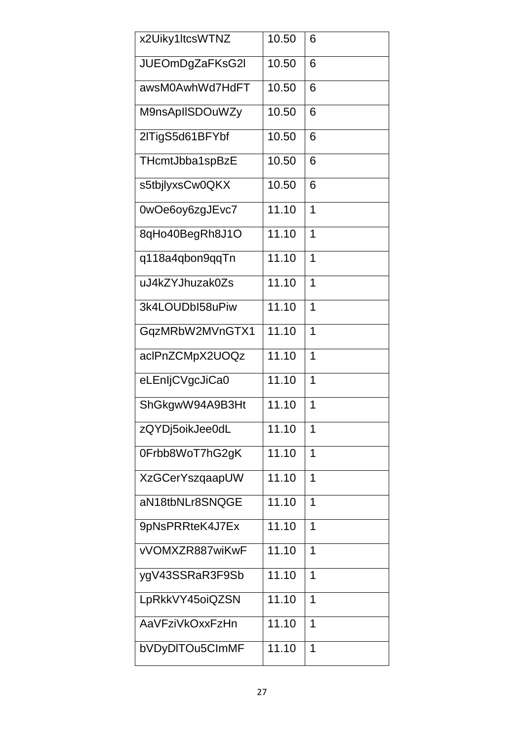| x2Uiky1ltcsWTNZ | 10.50 | 6 |
|---|---|---|
| JUEOmDgZaFKsG2l | 10.50 | 6 |
| awsM0AwhWd7HdFT | 10.50 | 6 |
| M9nsApIlSDOuWZy | 10.50 | 6 |
| 2lTigS5d61BFYbf | 10.50 | 6 |
| THcmtJbba1spBzE | 10.50 | 6 |
| s5tbjlyxsCw0QKX | 10.50 | 6 |
| 0wOe6oy6zgJEvc7 | 11.10 | 1 |
| 8qHo40BegRh8J1O | 11.10 | 1 |
| q118a4qbon9qqTn | 11.10 | 1 |
| uJ4kZYJhuzak0Zs | 11.10 | 1 |
| 3k4LOUDbI58uPiw | 11.10 | 1 |
| GqzMRbW2MVnGTX1 | 11.10 | 1 |
| aclPnZCMpX2UOQz | 11.10 | 1 |
| eLEnIjCVgcJiCa0 | 11.10 | 1 |
| ShGkgwW94A9B3Ht | 11.10 | 1 |
| zQYDj5oikJee0dL | 11.10 | 1 |
| 0Frbb8WoT7hG2gK | 11.10 | 1 |
| XzGCerYszqaapUW | 11.10 | 1 |
| aN18tbNLr8SNQGE | 11.10 | 1 |
| 9pNsPRRteK4J7Ex | 11.10 | 1 |
| vVOMXZR887wiKwF | 11.10 | 1 |
| ygV43SSRaR3F9Sb | 11.10 | 1 |
| LpRkkVY45oiQZSN | 11.10 | 1 |
| AaVFziVkOxxFzHn | 11.10 | 1 |
| bVDyDlTOu5CImMF | 11.10 | 1 |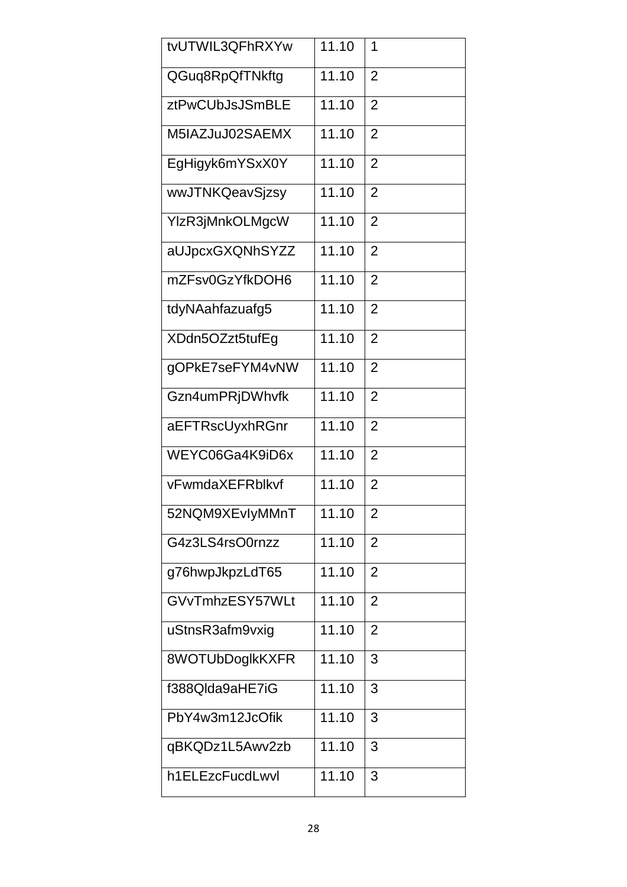| tvUTWIL3QFhRXYw | 11.10 | 1 |
|---|---|---|
| QGuq8RpQfTNkftg | 11.10 | 2 |
| ztPwCUbJsJSmBLE | 11.10 | 2 |
| M5IAZJuJ02SAEMX | 11.10 | 2 |
| EgHigyk6mYSxX0Y | 11.10 | 2 |
| wwJTNKQeavSjzsy | 11.10 | 2 |
| YlzR3jMnkOLMgcW | 11.10 | 2 |
| aUJpcxGXQNhSYZZ | 11.10 | 2 |
| mZFsv0GzYfkDOH6 | 11.10 | 2 |
| tdyNAahfazuafg5 | 11.10 | 2 |
| XDdn5OZzt5tufEg | 11.10 | 2 |
| gOPkE7seFYM4vNW | 11.10 | 2 |
| Gzn4umPRjDWhvfk | 11.10 | 2 |
| aEFTRscUyxhRGnr | 11.10 | 2 |
| WEYC06Ga4K9iD6x | 11.10 | 2 |
| vFwmdaXEFRblkvf | 11.10 | 2 |
| 52NQM9XEvIyMMnT | 11.10 | 2 |
| G4z3LS4rsO0rnzz | 11.10 | 2 |
| g76hwpJkpzLdT65 | 11.10 | 2 |
| GVvTmhzESY57WLt | 11.10 | 2 |
| uStnsR3afm9vxig | 11.10 | 2 |
| 8WOTUbDoglkKXFR | 11.10 | 3 |
| f388Qlda9aHE7iG | 11.10 | 3 |
| PbY4w3m12JcOfik | 11.10 | 3 |
| qBKQDz1L5Awv2zb | 11.10 | 3 |
| h1ELEzcFucdLwvl | 11.10 | 3 |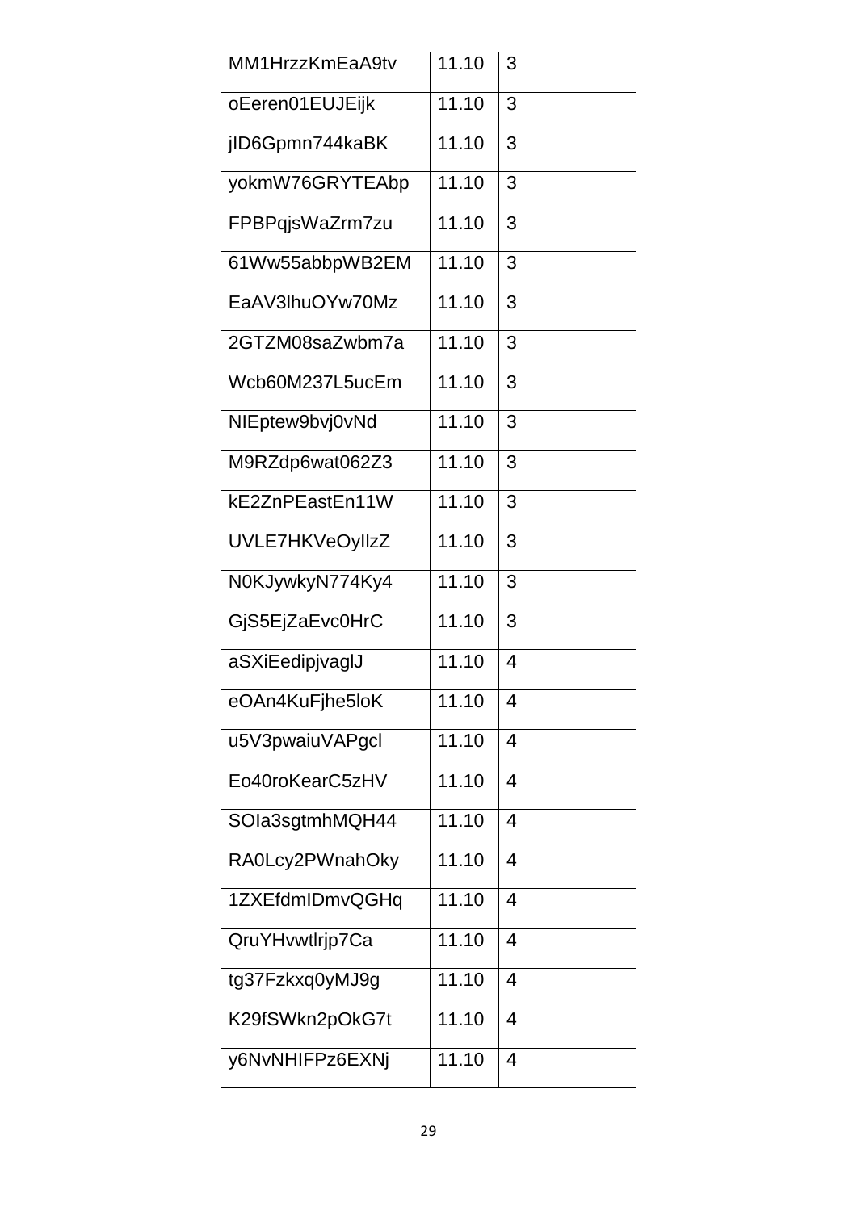| MM1HrzzKmEaA9tv | 11.10 | 3 |
|---|---|---|
| oEeren01EUJEijk | 11.10 | 3 |
| jlD6Gpmn744kaBK | 11.10 | 3 |
| yokmW76GRYTEAbp | 11.10 | 3 |
| FPBPqjsWaZrm7zu | 11.10 | 3 |
| 61Ww55abbpWB2EM | 11.10 | 3 |
| EaAV3lhuOYw70Mz | 11.10 | 3 |
| 2GTZM08saZwbm7a | 11.10 | 3 |
| Wcb60M237L5ucEm | 11.10 | 3 |
| NIEptew9bvj0vNd | 11.10 | 3 |
| M9RZdp6wat062Z3 | 11.10 | 3 |
| kE2ZnPEastEn11W | 11.10 | 3 |
| UVLE7HKVeOyllzZ | 11.10 | 3 |
| N0KJywkyN774Ky4 | 11.10 | 3 |
| GjS5EjZaEvc0HrC | 11.10 | 3 |
| aSXiEedipjvaglJ | 11.10 | 4 |
| eOAn4KuFjhe5loK | 11.10 | 4 |
| u5V3pwaiuVAPgcl | 11.10 | 4 |
| Eo40roKearC5zHV | 11.10 | 4 |
| SOIa3sgtmhMQH44 | 11.10 | 4 |
| RA0Lcy2PWnahOky | 11.10 | 4 |
| 1ZXEfdmIDmvQGHq | 11.10 | 4 |
| QruYHvwtlrjp7Ca | 11.10 | 4 |
| tg37Fzkxq0yMJ9g | 11.10 | 4 |
| K29fSWkn2pOkG7t | 11.10 | 4 |
| y6NvNHIFPz6EXNj | 11.10 | 4 |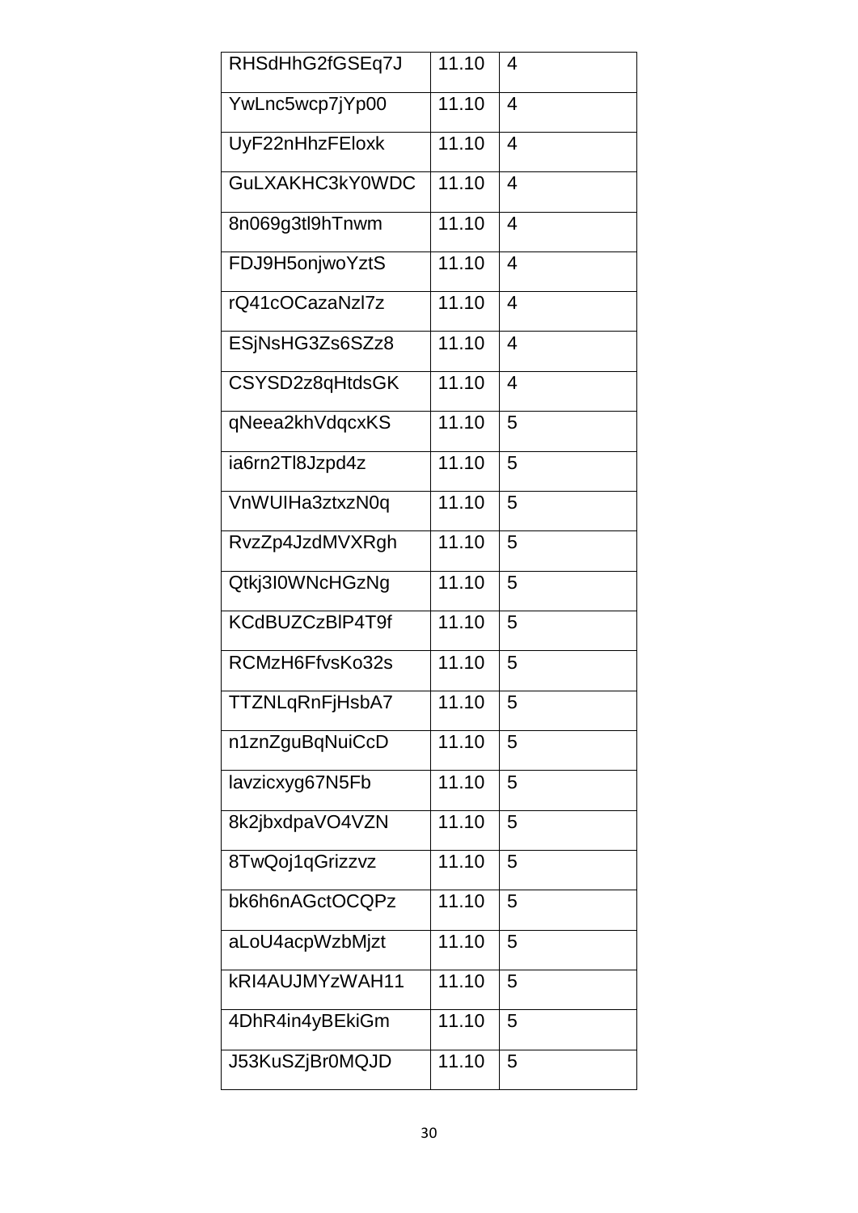| RHSdHhG2fGSEq7J | 11.10 | 4 |
|---|---|---|
| YwLnc5wcp7jYp00 | 11.10 | 4 |
| UyF22nHhzFEloxk | 11.10 | 4 |
| GuLXAKHC3kY0WDC | 11.10 | 4 |
| 8n069g3tl9hTnwm | 11.10 | 4 |
| FDJ9H5onjwoYztS | 11.10 | 4 |
| rQ41cOCazaNzl7z | 11.10 | 4 |
| ESjNsHG3Zs6SZz8 | 11.10 | 4 |
| CSYSD2z8qHtdsGK | 11.10 | 4 |
| qNeea2khVdqcxKS | 11.10 | 5 |
| ia6rn2Tl8Jzpd4z | 11.10 | 5 |
| VnWUIHa3ztxzN0q | 11.10 | 5 |
| RvzZp4JzdMVXRgh | 11.10 | 5 |
| Qtkj3I0WNcHGzNg | 11.10 | 5 |
| KCdBUZCzBlP4T9f | 11.10 | 5 |
| RCMzH6FfvsKo32s | 11.10 | 5 |
| TTZNLqRnFjHsbA7 | 11.10 | 5 |
| n1znZguBqNuiCcD | 11.10 | 5 |
| lavzicxyg67N5Fb | 11.10 | 5 |
| 8k2jbxdpaVO4VZN | 11.10 | 5 |
| 8TwQoj1qGrizzvz | 11.10 | 5 |
| bk6h6nAGctOCQPz | 11.10 | 5 |
| aLoU4acpWzbMjzt | 11.10 | 5 |
| kRI4AUJMYzWAH11 | 11.10 | 5 |
| 4DhR4in4yBEkiGm | 11.10 | 5 |
| J53KuSZjBr0MQJD | 11.10 | 5 |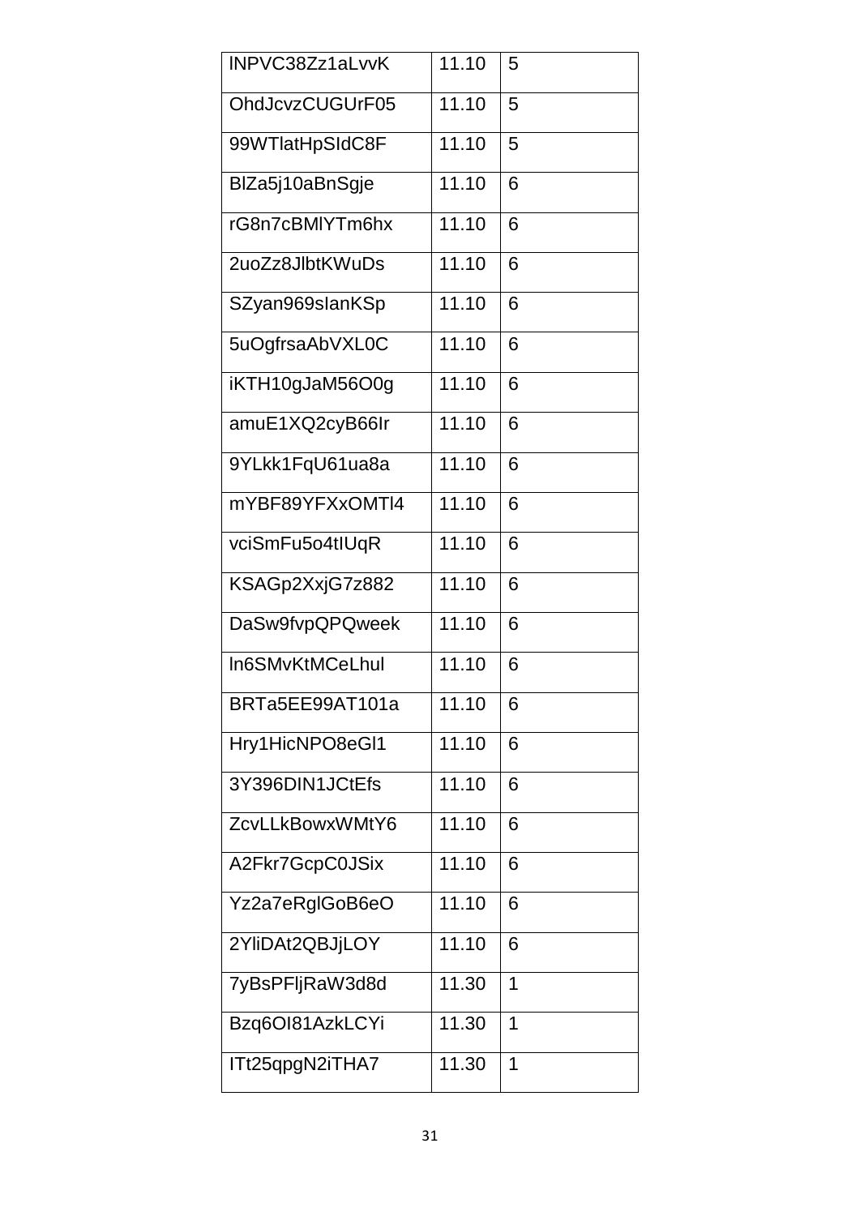| | | |
|---|---|---|
| lNPVC38Zz1aLvvK | 11.10 | 5 |
| OhdJcvzCUGUrF05 | 11.10 | 5 |
| 99WTlatHpSIdC8F | 11.10 | 5 |
| BlZa5j10aBnSgje | 11.10 | 6 |
| rG8n7cBMlYTm6hx | 11.10 | 6 |
| 2uoZz8JlbtKWuDs | 11.10 | 6 |
| SZyan969sIanKSp | 11.10 | 6 |
| 5uOgfrsaAbVXL0C | 11.10 | 6 |
| iKTH10gJaM56O0g | 11.10 | 6 |
| amuE1XQ2cyB66Ir | 11.10 | 6 |
| 9YLkk1FqU61ua8a | 11.10 | 6 |
| mYBF89YFXxOMTl4 | 11.10 | 6 |
| vciSmFu5o4tIUqR | 11.10 | 6 |
| KSAGp2XxjG7z882 | 11.10 | 6 |
| DaSw9fvpQPQweek | 11.10 | 6 |
| ln6SMvKtMCeLhul | 11.10 | 6 |
| BRTa5EE99AT101a | 11.10 | 6 |
| Hry1HicNPO8eGl1 | 11.10 | 6 |
| 3Y396DIN1JCtEfs | 11.10 | 6 |
| ZcvLLkBowxWMtY6 | 11.10 | 6 |
| A2Fkr7GcpC0JSix | 11.10 | 6 |
| Yz2a7eRglGoB6eO | 11.10 | 6 |
| 2YliDAt2QBJjLOY | 11.10 | 6 |
| 7yBsPFljRaW3d8d | 11.30 | 1 |
| Bzq6OI81AzkLCYi | 11.30 | 1 |
| ITt25qpgN2iTHA7 | 11.30 | 1 |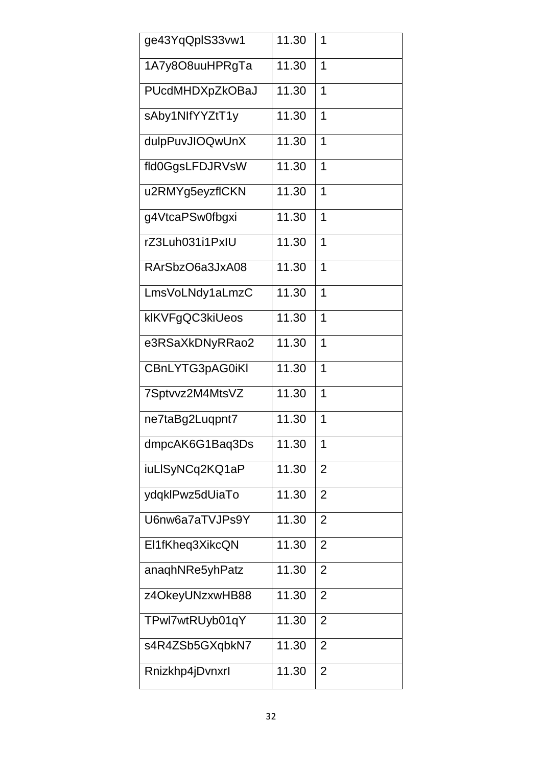| | | |
|---|---|---|
| ge43YqQplS33vw1 | 11.30 | 1 |
| 1A7y8O8uuHPRgTa | 11.30 | 1 |
| PUcdMHDXpZkOBaJ | 11.30 | 1 |
| sAby1NIfYYZtT1y | 11.30 | 1 |
| dulpPuvJIOQwUnX | 11.30 | 1 |
| fld0GgsLFDJRVsW | 11.30 | 1 |
| u2RMYg5eyzflCKN | 11.30 | 1 |
| g4VtcaPSw0fbgxi | 11.30 | 1 |
| rZ3Luh031i1PxIU | 11.30 | 1 |
| RArSbzO6a3JxA08 | 11.30 | 1 |
| LmsVoLNdy1aLmzC | 11.30 | 1 |
| klKVFgQC3kiUeos | 11.30 | 1 |
| e3RSaXkDNyRRao2 | 11.30 | 1 |
| CBnLYTG3pAG0iKl | 11.30 | 1 |
| 7Sptvvz2M4MtsVZ | 11.30 | 1 |
| ne7taBg2Luqpnt7 | 11.30 | 1 |
| dmpcAK6G1Baq3Ds | 11.30 | 1 |
| iuLlSyNCq2KQ1aP | 11.30 | 2 |
| ydqklPwz5dUiaTo | 11.30 | 2 |
| U6nw6a7aTVJPs9Y | 11.30 | 2 |
| El1fKheq3XikcQN | 11.30 | 2 |
| anaqhNRe5yhPatz | 11.30 | 2 |
| z4OkeyUNzxwHB88 | 11.30 | 2 |
| TPwl7wtRUyb01qY | 11.30 | 2 |
| s4R4ZSb5GXqbkN7 | 11.30 | 2 |
| Rnizkhp4jDvnxrI | 11.30 | 2 |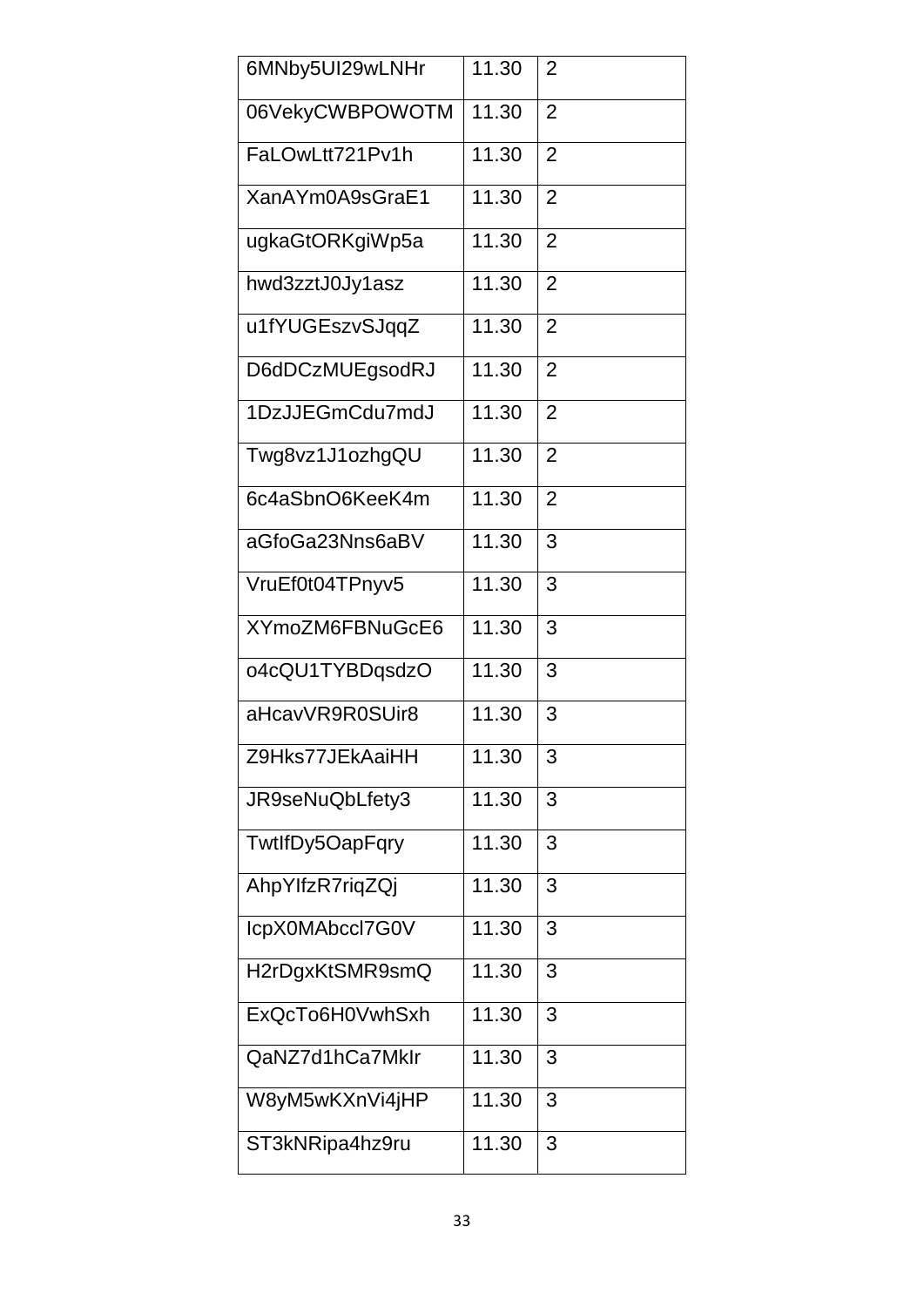| | | |
|---|---|---|
| 6MNby5UI29wLNHr | 11.30 | 2 |
| 06VekyCWBPOWOTM | 11.30 | 2 |
| FaLOwLtt721Pv1h | 11.30 | 2 |
| XanAYm0A9sGraE1 | 11.30 | 2 |
| ugkaGtORKgiWp5a | 11.30 | 2 |
| hwd3zztJ0Jy1asz | 11.30 | 2 |
| u1fYUGEszvSJqqZ | 11.30 | 2 |
| D6dDCzMUEgsodRJ | 11.30 | 2 |
| 1DzJJEGmCdu7mdJ | 11.30 | 2 |
| Twg8vz1J1ozhgQU | 11.30 | 2 |
| 6c4aSbnO6KeeK4m | 11.30 | 2 |
| aGfoGa23Nns6aBV | 11.30 | 3 |
| VruEf0t04TPnyv5 | 11.30 | 3 |
| XYmoZM6FBNuGcE6 | 11.30 | 3 |
| o4cQU1TYBDqsdzO | 11.30 | 3 |
| aHcavVR9R0SUir8 | 11.30 | 3 |
| Z9Hks77JEkAaiHH | 11.30 | 3 |
| JR9seNuQbLfety3 | 11.30 | 3 |
| TwtIfDy5OapFqry | 11.30 | 3 |
| AhpYIfzR7riqZQj | 11.30 | 3 |
| IcpX0MAbccl7G0V | 11.30 | 3 |
| H2rDgxKtSMR9smQ | 11.30 | 3 |
| ExQcTo6H0VwhSxh | 11.30 | 3 |
| QaNZ7d1hCa7MkIr | 11.30 | 3 |
| W8yM5wKXnVi4jHP | 11.30 | 3 |
| ST3kNRipa4hz9ru | 11.30 | 3 |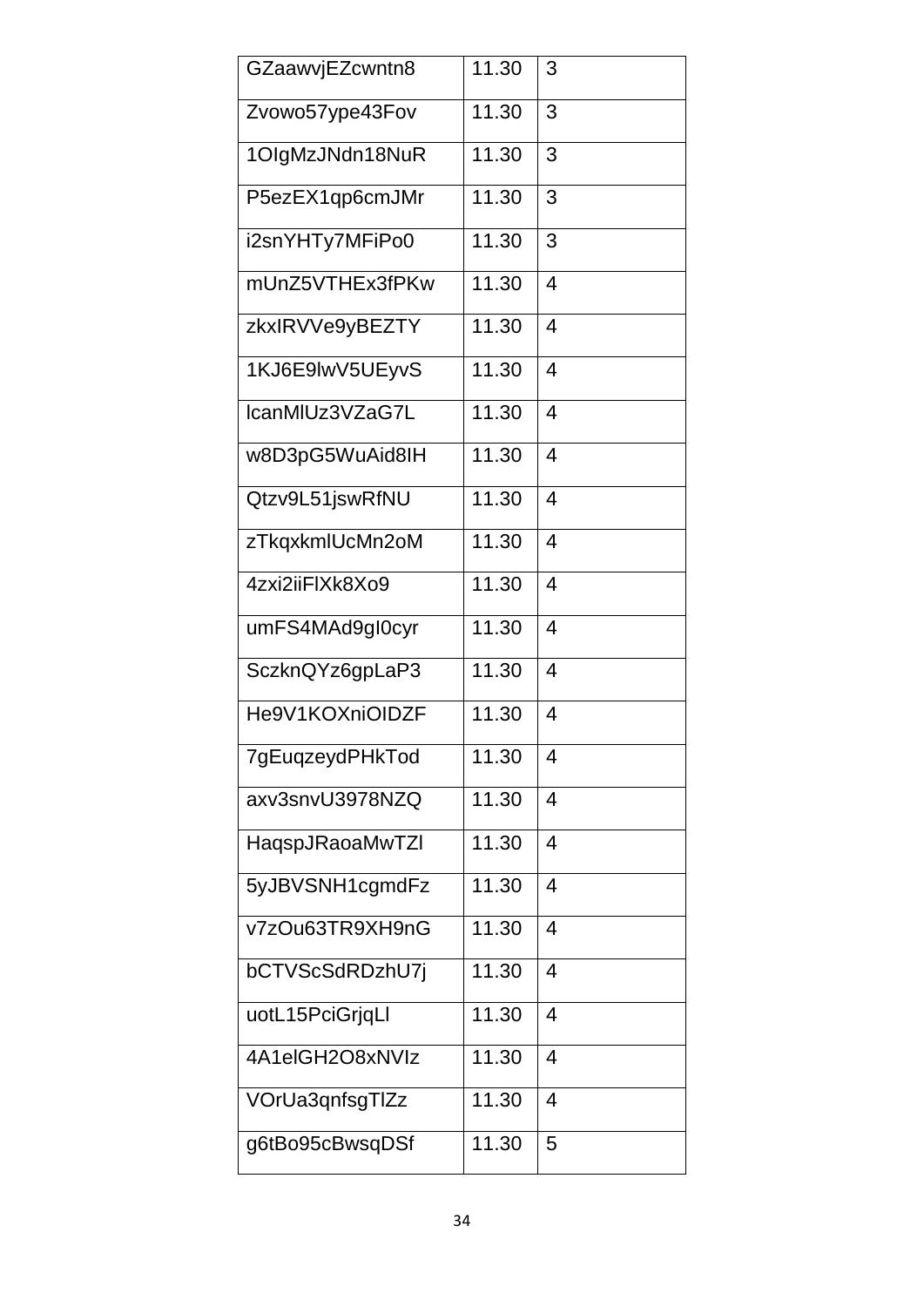| GZaawvjEZcwntn8 | 11.30 | 3 |
|---|---|---|
| Zvowo57ype43Fov | 11.30 | 3 |
| 1OIgMzJNdn18NuR | 11.30 | 3 |
| P5ezEX1qp6cmJMr | 11.30 | 3 |
| i2snYHTy7MFiPo0 | 11.30 | 3 |
| mUnZ5VTHEx3fPKw | 11.30 | 4 |
| zkxIRVVe9yBEZTY | 11.30 | 4 |
| 1KJ6E9lwV5UEyvS | 11.30 | 4 |
| lcanMlUz3VZaG7L | 11.30 | 4 |
| w8D3pG5WuAid8IH | 11.30 | 4 |
| Qtzv9L51jswRfNU | 11.30 | 4 |
| zTkqxkmlUcMn2oM | 11.30 | 4 |
| 4zxi2iiFlXk8Xo9 | 11.30 | 4 |
| umFS4MAd9gI0cyr | 11.30 | 4 |
| SczknQYz6gpLaP3 | 11.30 | 4 |
| He9V1KOXniOIDZF | 11.30 | 4 |
| 7gEuqzeydPHkTod | 11.30 | 4 |
| axv3snvU3978NZQ | 11.30 | 4 |
| HaqspJRaoaMwTZl | 11.30 | 4 |
| 5yJBVSNH1cgmdFz | 11.30 | 4 |
| v7zOu63TR9XH9nG | 11.30 | 4 |
| bCTVScSdRDzhU7j | 11.30 | 4 |
| uotL15PciGrjqLl | 11.30 | 4 |
| 4A1elGH2O8xNVIz | 11.30 | 4 |
| VOrUa3qnfsgTlZz | 11.30 | 4 |
| g6tBo95cBwsqDSf | 11.30 | 5 |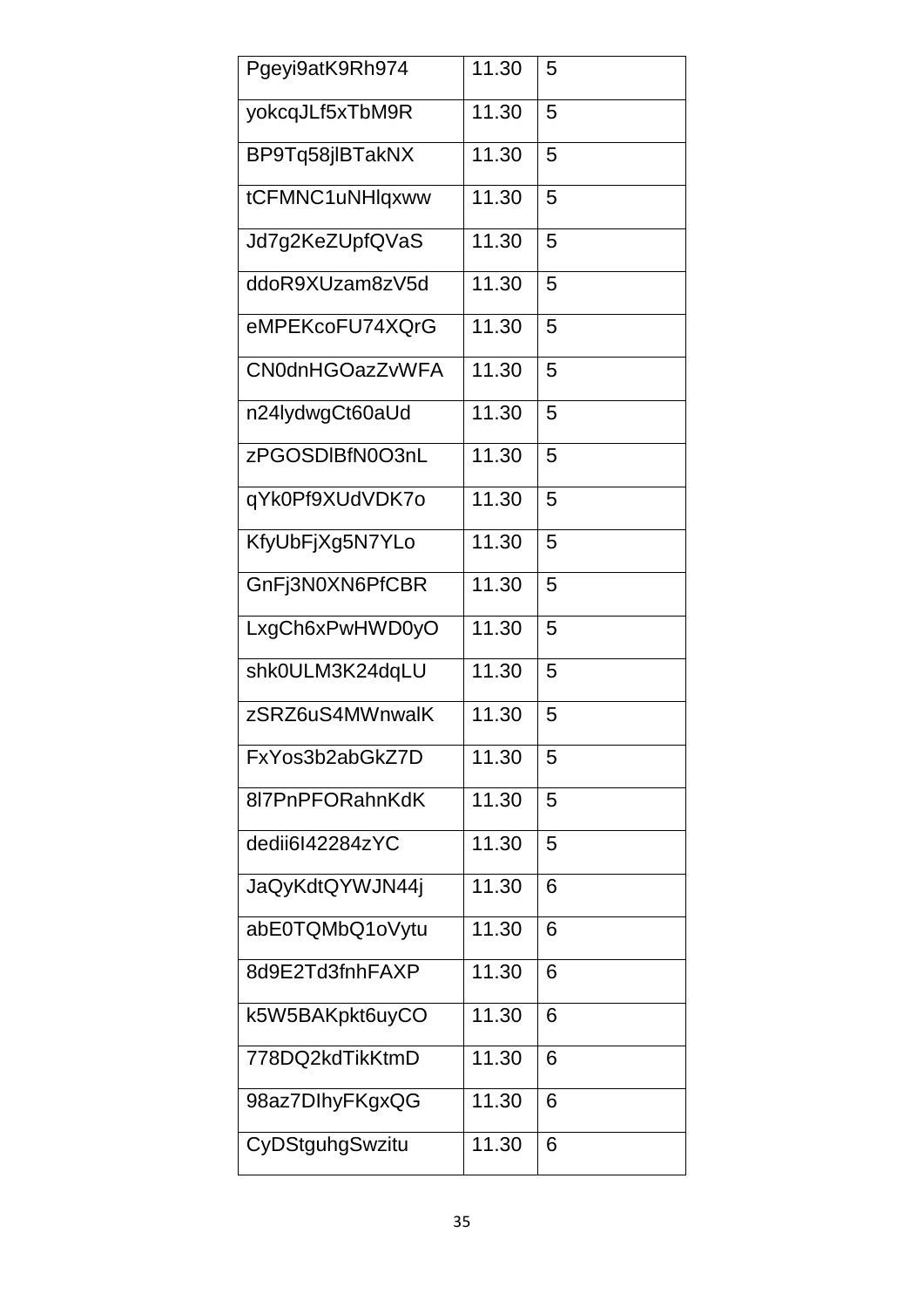| | | |
|---|---|---|
| Pgeyi9atK9Rh974 | 11.30 | 5 |
| yokcqJLf5xTbM9R | 11.30 | 5 |
| BP9Tq58jlBTakNX | 11.30 | 5 |
| tCFMNC1uNHlqxww | 11.30 | 5 |
| Jd7g2KeZUpfQVaS | 11.30 | 5 |
| ddoR9XUzam8zV5d | 11.30 | 5 |
| eMPEKcoFU74XQrG | 11.30 | 5 |
| CN0dnHGOazZvWFA | 11.30 | 5 |
| n24lydwgCt60aUd | 11.30 | 5 |
| zPGOSDlBfN0O3nL | 11.30 | 5 |
| qYk0Pf9XUdVDK7o | 11.30 | 5 |
| KfyUbFjXg5N7YLo | 11.30 | 5 |
| GnFj3N0XN6PfCBR | 11.30 | 5 |
| LxgCh6xPwHWD0yO | 11.30 | 5 |
| shk0ULM3K24dqLU | 11.30 | 5 |
| zSRZ6uS4MWnwalK | 11.30 | 5 |
| FxYos3b2abGkZ7D | 11.30 | 5 |
| 8l7PnPFORahnKdK | 11.30 | 5 |
| dedii6I42284zYC | 11.30 | 5 |
| JaQyKdtQYWJN44j | 11.30 | 6 |
| abE0TQMbQ1oVytu | 11.30 | 6 |
| 8d9E2Td3fnhFAXP | 11.30 | 6 |
| k5W5BAKpkt6uyCO | 11.30 | 6 |
| 778DQ2kdTikKtmD | 11.30 | 6 |
| 98az7DIhyFKgxQG | 11.30 | 6 |
| CyDStguhgSwzitu | 11.30 | 6 |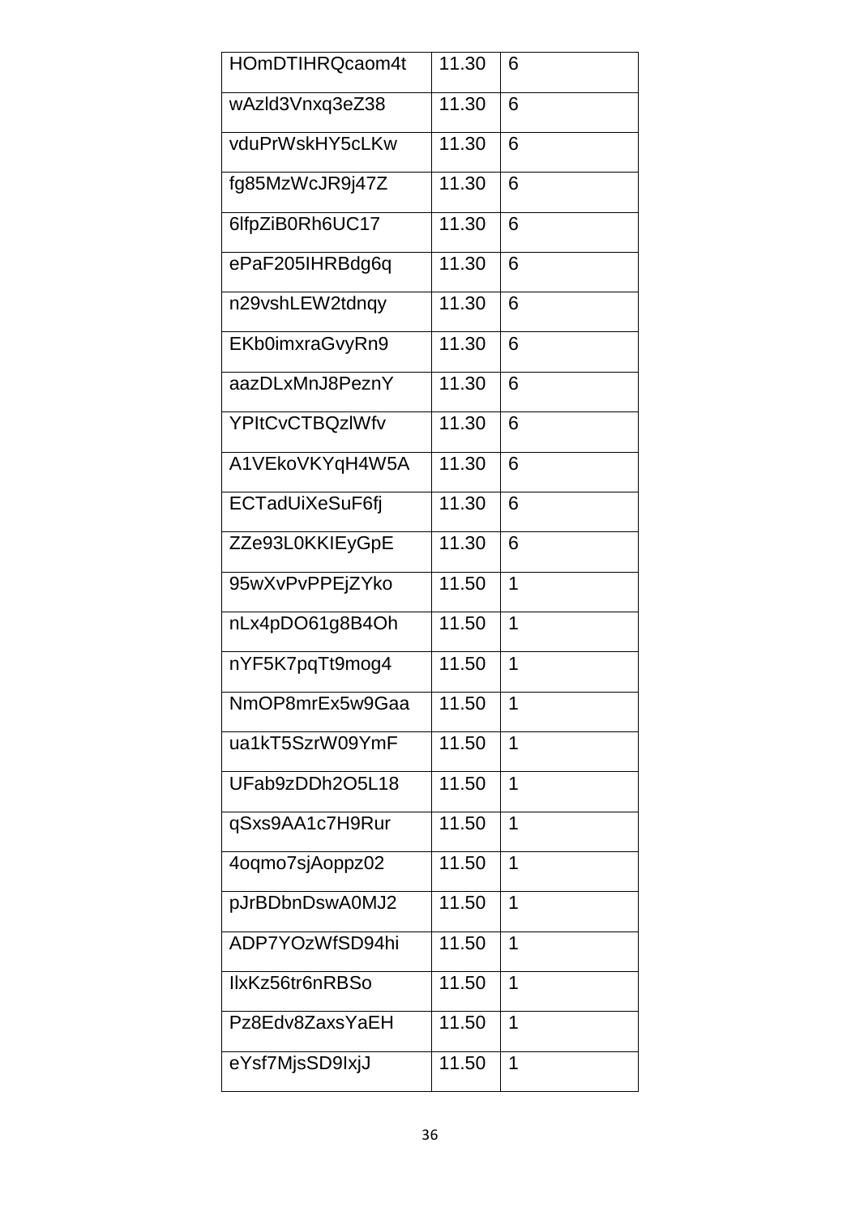| HOmDTIHRQcaom4t | 11.30 | 6 |
|---|---|---|
| wAzld3Vnxq3eZ38 | 11.30 | 6 |
| vduPrWskHY5cLKw | 11.30 | 6 |
| fg85MzWcJR9j47Z | 11.30 | 6 |
| 6lfpZiB0Rh6UC17 | 11.30 | 6 |
| ePaF205IHRBdg6q | 11.30 | 6 |
| n29vshLEW2tdnqy | 11.30 | 6 |
| EKb0imxraGvyRn9 | 11.30 | 6 |
| aazDLxMnJ8PeznY | 11.30 | 6 |
| YPItCvCTBQzlWfv | 11.30 | 6 |
| A1VEkoVKYqH4W5A | 11.30 | 6 |
| ECTadUiXeSuF6fj | 11.30 | 6 |
| ZZe93L0KKIEyGpE | 11.30 | 6 |
| 95wXvPvPPEjZYko | 11.50 | 1 |
| nLx4pDO61g8B4Oh | 11.50 | 1 |
| nYF5K7pqTt9mog4 | 11.50 | 1 |
| NmOP8mrEx5w9Gaa | 11.50 | 1 |
| ua1kT5SzrW09YmF | 11.50 | 1 |
| UFab9zDDh2O5L18 | 11.50 | 1 |
| qSxs9AA1c7H9Rur | 11.50 | 1 |
| 4oqmo7sjAoppz02 | 11.50 | 1 |
| pJrBDbnDswA0MJ2 | 11.50 | 1 |
| ADP7YOzWfSD94hi | 11.50 | 1 |
| IlxKz56tr6nRBSo | 11.50 | 1 |
| Pz8Edv8ZaxsYaEH | 11.50 | 1 |
| eYsf7MjsSD9IxjJ | 11.50 | 1 |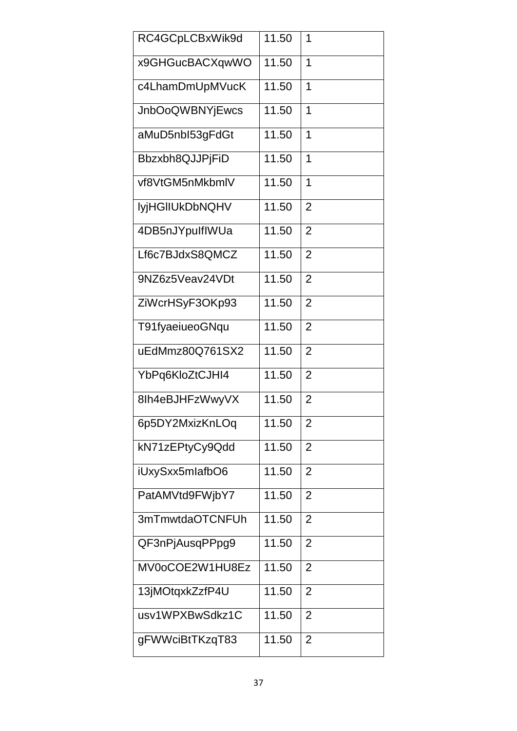| | | |
|---|---|---|
| RC4GCpLCBxWik9d | 11.50 | 1 |
| x9GHGucBACXqwWO | 11.50 | 1 |
| c4LhamDmUpMVucK | 11.50 | 1 |
| JnbOoQWBNYjEwcs | 11.50 | 1 |
| aMuD5nbI53gFdGt | 11.50 | 1 |
| Bbzxbh8QJJPjFiD | 11.50 | 1 |
| vf8VtGM5nMkbmlV | 11.50 | 1 |
| lyjHGlIUkDbNQHV | 11.50 | 2 |
| 4DB5nJYpuIfIWUa | 11.50 | 2 |
| Lf6c7BJdxS8QMCZ | 11.50 | 2 |
| 9NZ6z5Veav24VDt | 11.50 | 2 |
| ZiWcrHSyF3OKp93 | 11.50 | 2 |
| T91fyaeiueoGNqu | 11.50 | 2 |
| uEdMmz80Q761SX2 | 11.50 | 2 |
| YbPq6KloZtCJHI4 | 11.50 | 2 |
| 8Ih4eBJHFzWwyVX | 11.50 | 2 |
| 6p5DY2MxizKnLOq | 11.50 | 2 |
| kN71zEPtyCy9Qdd | 11.50 | 2 |
| iUxySxx5mIafbO6 | 11.50 | 2 |
| PatAMVtd9FWjbY7 | 11.50 | 2 |
| 3mTmwtdaOTCNFUh | 11.50 | 2 |
| QF3nPjAusqPPpg9 | 11.50 | 2 |
| MV0oCOE2W1HU8Ez | 11.50 | 2 |
| 13jMOtqxkZzfP4U | 11.50 | 2 |
| usv1WPXBwSdkz1C | 11.50 | 2 |
| gFWWciBtTKzqT83 | 11.50 | 2 |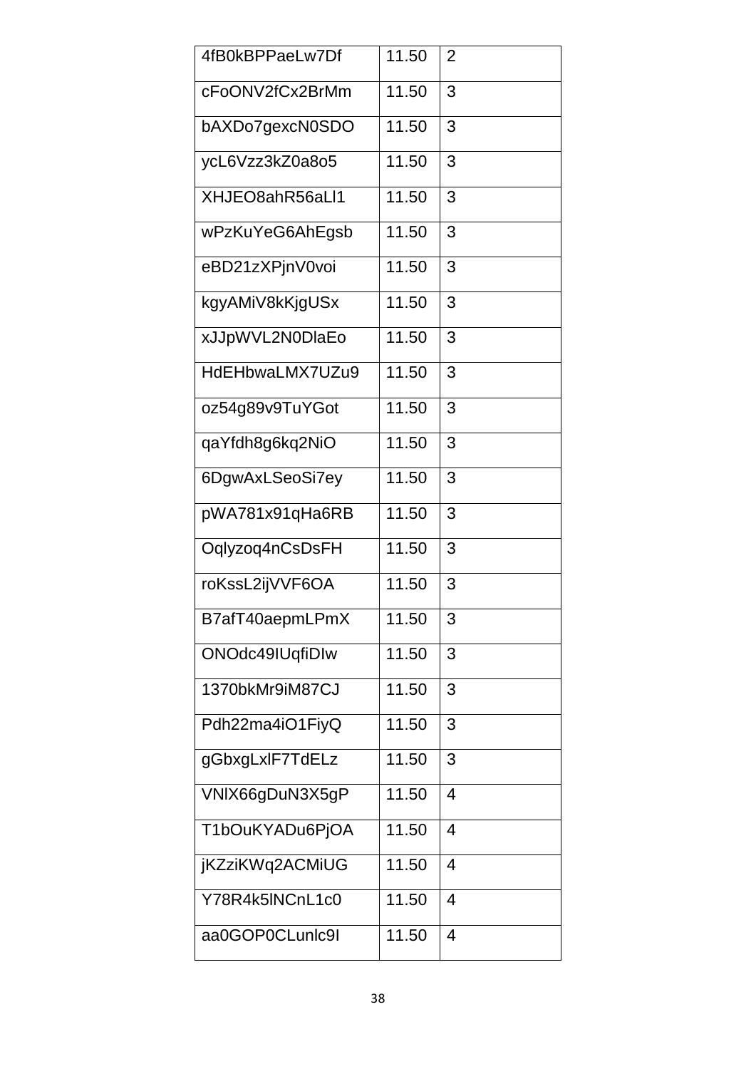| 4fB0kBPPaeLw7Df | 11.50 | 2 |
| --- | --- | --- |
| cFoONV2fCx2BrMm | 11.50 | 3 |
| bAXDo7gexcN0SDO | 11.50 | 3 |
| ycL6Vzz3kZ0a8o5 | 11.50 | 3 |
| XHJEO8ahR56aLl1 | 11.50 | 3 |
| wPzKuYeG6AhEgsb | 11.50 | 3 |
| eBD21zXPjnV0voi | 11.50 | 3 |
| kgyAMiV8kKjgUSx | 11.50 | 3 |
| xJJpWVL2N0DlaEo | 11.50 | 3 |
| HdEHbwaLMX7UZu9 | 11.50 | 3 |
| oz54g89v9TuYGot | 11.50 | 3 |
| qaYfdh8g6kq2NiO | 11.50 | 3 |
| 6DgwAxLSeoSi7ey | 11.50 | 3 |
| pWA781x91qHa6RB | 11.50 | 3 |
| Oqlyzoq4nCsDsFH | 11.50 | 3 |
| roKssL2ijVVF6OA | 11.50 | 3 |
| B7afT40aepmLPmX | 11.50 | 3 |
| ONOdc49IUqfiDIw | 11.50 | 3 |
| 1370bkMr9iM87CJ | 11.50 | 3 |
| Pdh22ma4iO1FiyQ | 11.50 | 3 |
| gGbxgLxlF7TdELz | 11.50 | 3 |
| VNlX66gDuN3X5gP | 11.50 | 4 |
| T1bOuKYADu6PjOA | 11.50 | 4 |
| jKZziKWq2ACMiUG | 11.50 | 4 |
| Y78R4k5lNCnL1c0 | 11.50 | 4 |
| aa0GOP0CLunlc9I | 11.50 | 4 |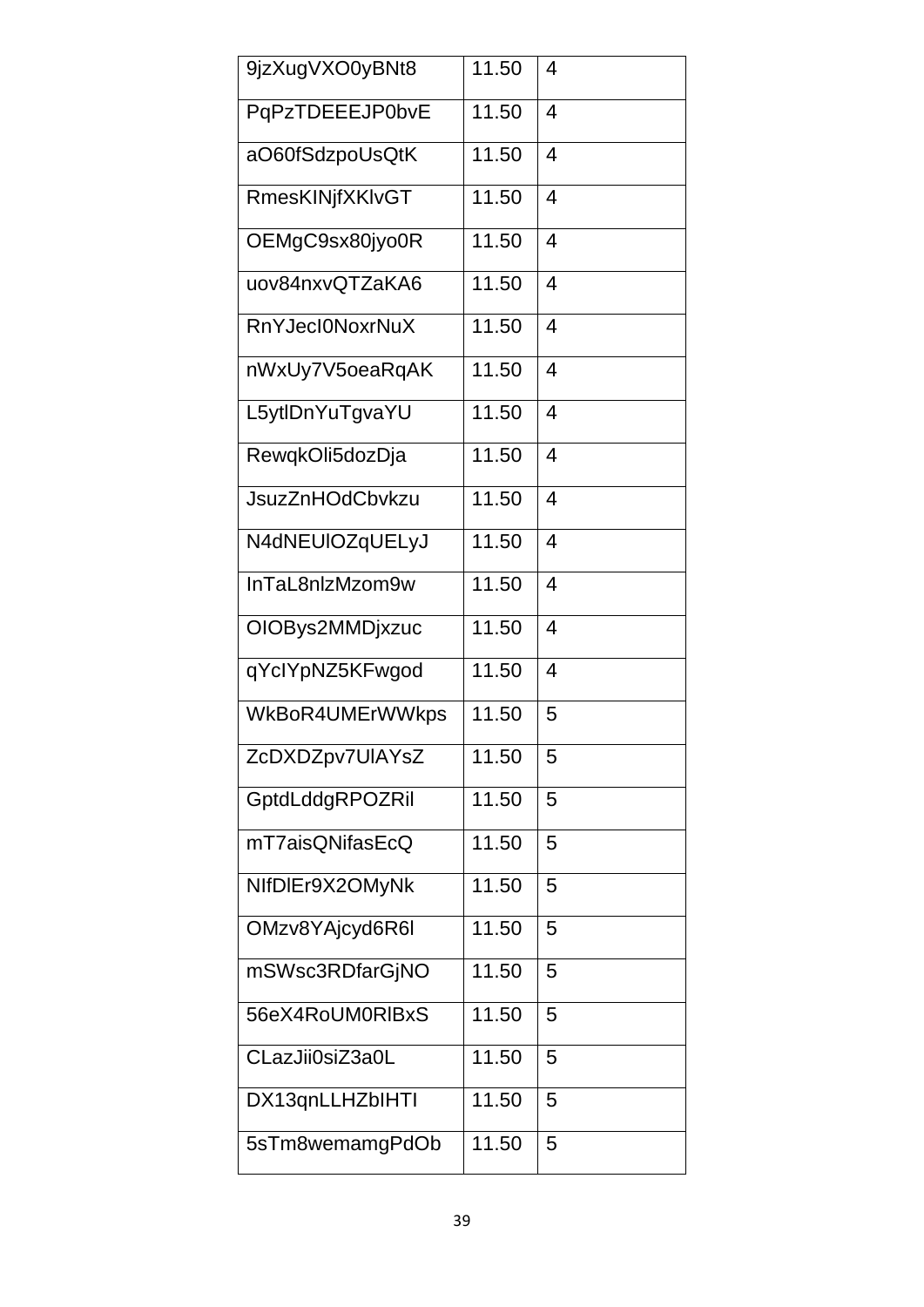| 9jzXugVXO0yBNt8 | 11.50 | 4 |
|---|---|---|
| PqPzTDEEEJP0bvE | 11.50 | 4 |
| aO60fSdzpoUsQtK | 11.50 | 4 |
| RmesKINjfXKlvGT | 11.50 | 4 |
| OEMgC9sx80jyo0R | 11.50 | 4 |
| uov84nxvQTZaKA6 | 11.50 | 4 |
| RnYJecI0NoxrNuX | 11.50 | 4 |
| nWxUy7V5oeaRqAK | 11.50 | 4 |
| L5ytlDnYuTgvaYU | 11.50 | 4 |
| RewqkOli5dozDja | 11.50 | 4 |
| JsuzZnHOdCbvkzu | 11.50 | 4 |
| N4dNEUlOZqUELyJ | 11.50 | 4 |
| InTaL8nlzMzom9w | 11.50 | 4 |
| OIOBys2MMDjxzuc | 11.50 | 4 |
| qYcIYpNZ5KFwgod | 11.50 | 4 |
| WkBoR4UMErWWkps | 11.50 | 5 |
| ZcDXDZpv7UlAYsZ | 11.50 | 5 |
| GptdLddgRPOZRil | 11.50 | 5 |
| mT7aisQNifasEcQ | 11.50 | 5 |
| NIfDlEr9X2OMyNk | 11.50 | 5 |
| OMzv8YAjcyd6R6l | 11.50 | 5 |
| mSWsc3RDfarGjNO | 11.50 | 5 |
| 56eX4RoUM0RlBxS | 11.50 | 5 |
| CLazJii0siZ3a0L | 11.50 | 5 |
| DX13qnLLHZbIHTI | 11.50 | 5 |
| 5sTm8wemamgPdOb | 11.50 | 5 |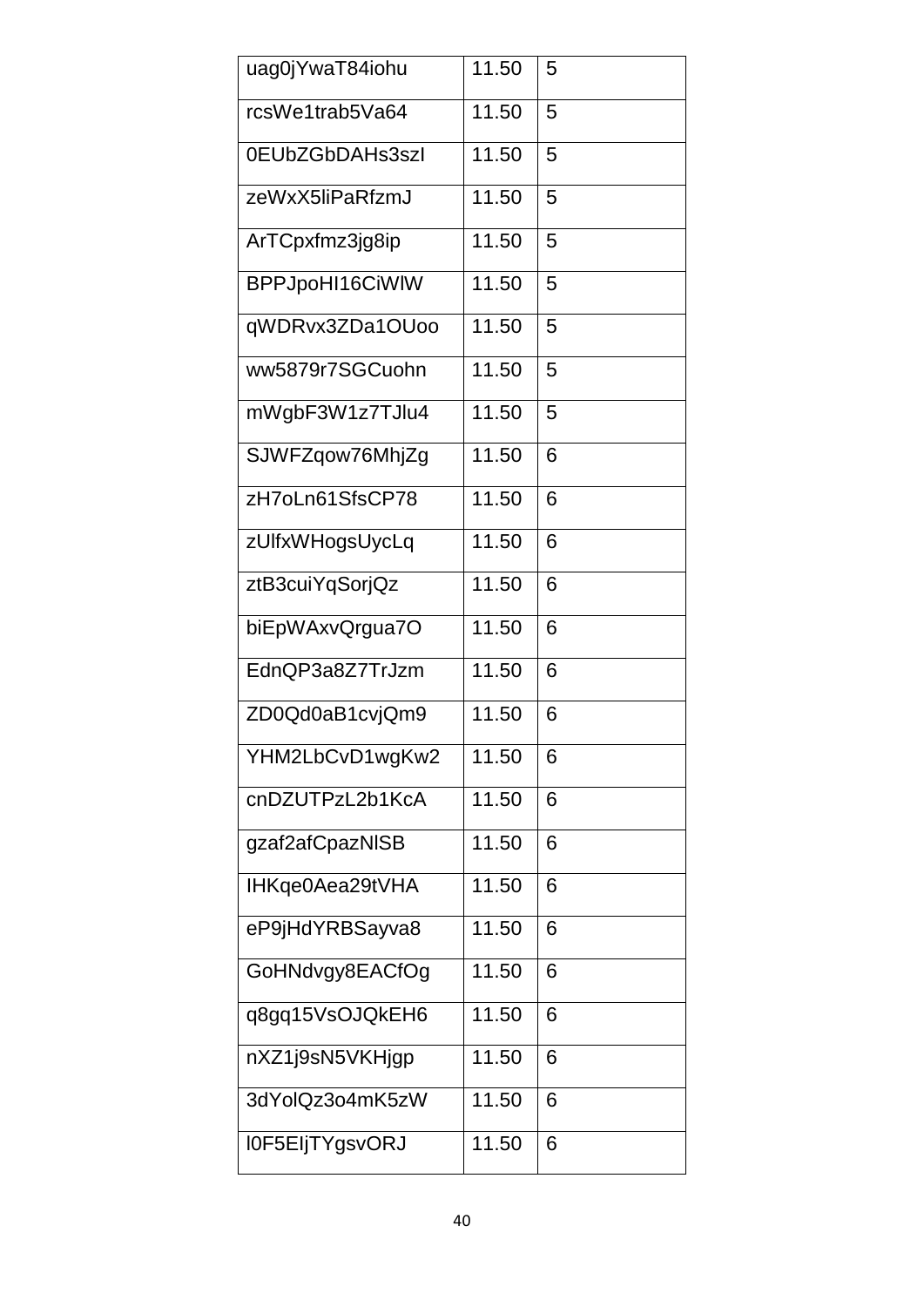| uag0jYwaT84iohu | 11.50 | 5 |
|---|---|---|
| rcsWe1trab5Va64 | 11.50 | 5 |
| 0EUbZGbDAHs3szI | 11.50 | 5 |
| zeWxX5liPaRfzmJ | 11.50 | 5 |
| ArTCpxfmz3jg8ip | 11.50 | 5 |
| BPPJpoHI16CiWlW | 11.50 | 5 |
| qWDRvx3ZDa1OUoo | 11.50 | 5 |
| ww5879r7SGCuohn | 11.50 | 5 |
| mWgbF3W1z7TJlu4 | 11.50 | 5 |
| SJWFZqow76MhjZg | 11.50 | 6 |
| zH7oLn61SfsCP78 | 11.50 | 6 |
| zUlfxWHogsUycLq | 11.50 | 6 |
| ztB3cuiYqSorjQz | 11.50 | 6 |
| biEpWAxvQrgua7O | 11.50 | 6 |
| EdnQP3a8Z7TrJzm | 11.50 | 6 |
| ZD0Qd0aB1cvjQm9 | 11.50 | 6 |
| YHM2LbCvD1wgKw2 | 11.50 | 6 |
| cnDZUTPzL2b1KcA | 11.50 | 6 |
| gzaf2afCpazNlSB | 11.50 | 6 |
| IHKqe0Aea29tVHA | 11.50 | 6 |
| eP9jHdYRBSayva8 | 11.50 | 6 |
| GoHNdvgy8EACfOg | 11.50 | 6 |
| q8gq15VsOJQkEH6 | 11.50 | 6 |
| nXZ1j9sN5VKHjgp | 11.50 | 6 |
| 3dYolQz3o4mK5zW | 11.50 | 6 |
| l0F5EIjTYgsvORJ | 11.50 | 6 |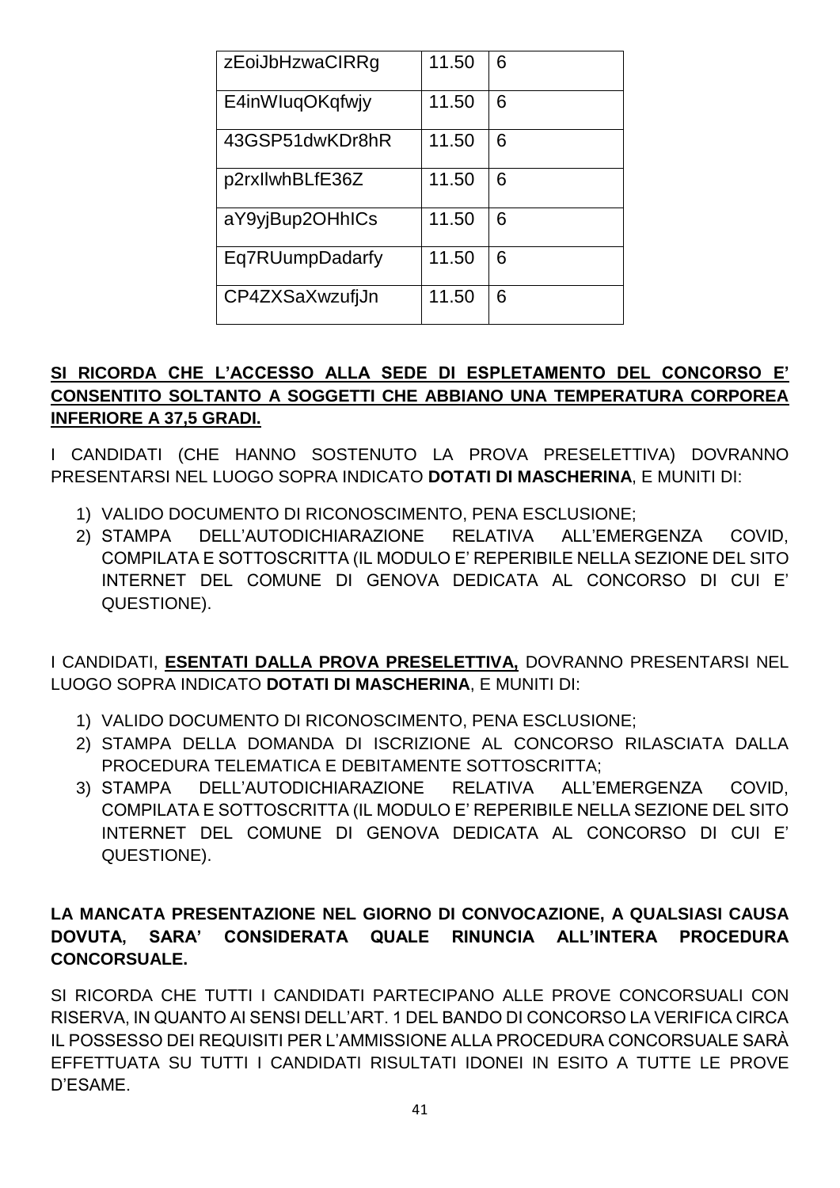| | | |
|---|---|---|
| zEoiJbHzwaCIRRg | 11.50 | 6 |
| E4inWIuqOKqfwjy | 11.50 | 6 |
| 43GSP51dwKDr8hR | 11.50 | 6 |
| p2rxIlwhBLfE36Z | 11.50 | 6 |
| aY9yjBup2OHhICs | 11.50 | 6 |
| Eq7RUumpDadarfy | 11.50 | 6 |
| CP4ZXSaXwzufjJn | 11.50 | 6 |

**SI RICORDA CHE L'ACCESSO ALLA SEDE DI ESPLETAMENTO DEL CONCORSO E' CONSENTITO SOLTANTO A SOGGETTI CHE ABBIANO UNA TEMPERATURA CORPOREA INFERIORE A 37,5 GRADI.**

I CANDIDATI (CHE HANNO SOSTENUTO LA PROVA PRESELETTIVA) DOVRANNO PRESENTARSI NEL LUOGO SOPRA INDICATO **DOTATI DI MASCHERINA**, E MUNITI DI:

1) VALIDO DOCUMENTO DI RICONOSCIMENTO, PENA ESCLUSIONE;
2) STAMPA DELL'AUTODICHIARAZIONE RELATIVA ALL'EMERGENZA COVID, COMPILATA E SOTTOSCRITTA (IL MODULO E' REPERIBILE NELLA SEZIONE DEL SITO INTERNET DEL COMUNE DI GENOVA DEDICATA AL CONCORSO DI CUI E' QUESTIONE).

I CANDIDATI, **ESENTATI DALLA PROVA PRESELETTIVA,** DOVRANNO PRESENTARSI NEL LUOGO SOPRA INDICATO **DOTATI DI MASCHERINA**, E MUNITI DI:

1) VALIDO DOCUMENTO DI RICONOSCIMENTO, PENA ESCLUSIONE;
2) STAMPA DELLA DOMANDA DI ISCRIZIONE AL CONCORSO RILASCIATA DALLA PROCEDURA TELEMATICA E DEBITAMENTE SOTTOSCRITTA;
3) STAMPA DELL'AUTODICHIARAZIONE RELATIVA ALL'EMERGENZA COVID, COMPILATA E SOTTOSCRITTA (IL MODULO E' REPERIBILE NELLA SEZIONE DEL SITO INTERNET DEL COMUNE DI GENOVA DEDICATA AL CONCORSO DI CUI E' QUESTIONE).

**LA MANCATA PRESENTAZIONE NEL GIORNO DI CONVOCAZIONE, A QUALSIASI CAUSA DOVUTA, SARA' CONSIDERATA QUALE RINUNCIA ALL'INTERA PROCEDURA CONCORSUALE.**

SI RICORDA CHE TUTTI I CANDIDATI PARTECIPANO ALLE PROVE CONCORSUALI CON RISERVA, IN QUANTO AI SENSI DELL'ART. 1 DEL BANDO DI CONCORSO LA VERIFICA CIRCA IL POSSESSO DEI REQUISITI PER L'AMMISSIONE ALLA PROCEDURA CONCORSUALE SARÀ EFFETTUATA SU TUTTI I CANDIDATI RISULTATI IDONEI IN ESITO A TUTTE LE PROVE D'ESAME.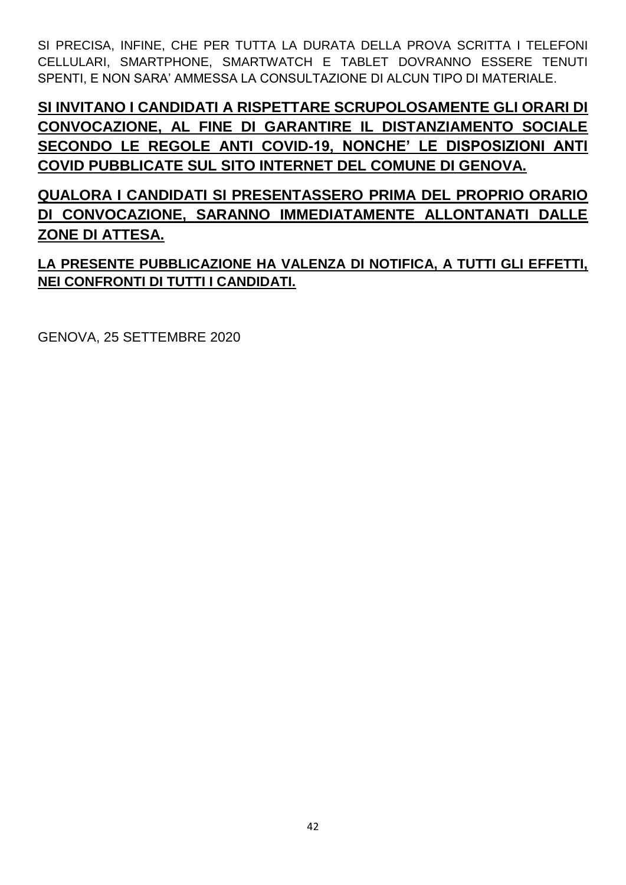SI PRECISA, INFINE, CHE PER TUTTA LA DURATA DELLA PROVA SCRITTA I TELEFONI CELLULARI, SMARTPHONE, SMARTWATCH E TABLET DOVRANNO ESSERE TENUTI SPENTI, E NON SARA' AMMESSA LA CONSULTAZIONE DI ALCUN TIPO DI MATERIALE.

**SI INVITANO I CANDIDATI A RISPETTARE SCRUPOLOSAMENTE GLI ORARI DI CONVOCAZIONE, AL FINE DI GARANTIRE IL DISTANZIAMENTO SOCIALE SECONDO LE REGOLE ANTI COVID-19, NONCHE' LE DISPOSIZIONI ANTI COVID PUBBLICATE SUL SITO INTERNET DEL COMUNE DI GENOVA.**

**QUALORA I CANDIDATI SI PRESENTASSERO PRIMA DEL PROPRIO ORARIO DI CONVOCAZIONE, SARANNO IMMEDIATAMENTE ALLONTANATI DALLE ZONE DI ATTESA.**

**LA PRESENTE PUBBLICAZIONE HA VALENZA DI NOTIFICA, A TUTTI GLI EFFETTI, NEI CONFRONTI DI TUTTI I CANDIDATI.**

GENOVA, 25 SETTEMBRE 2020